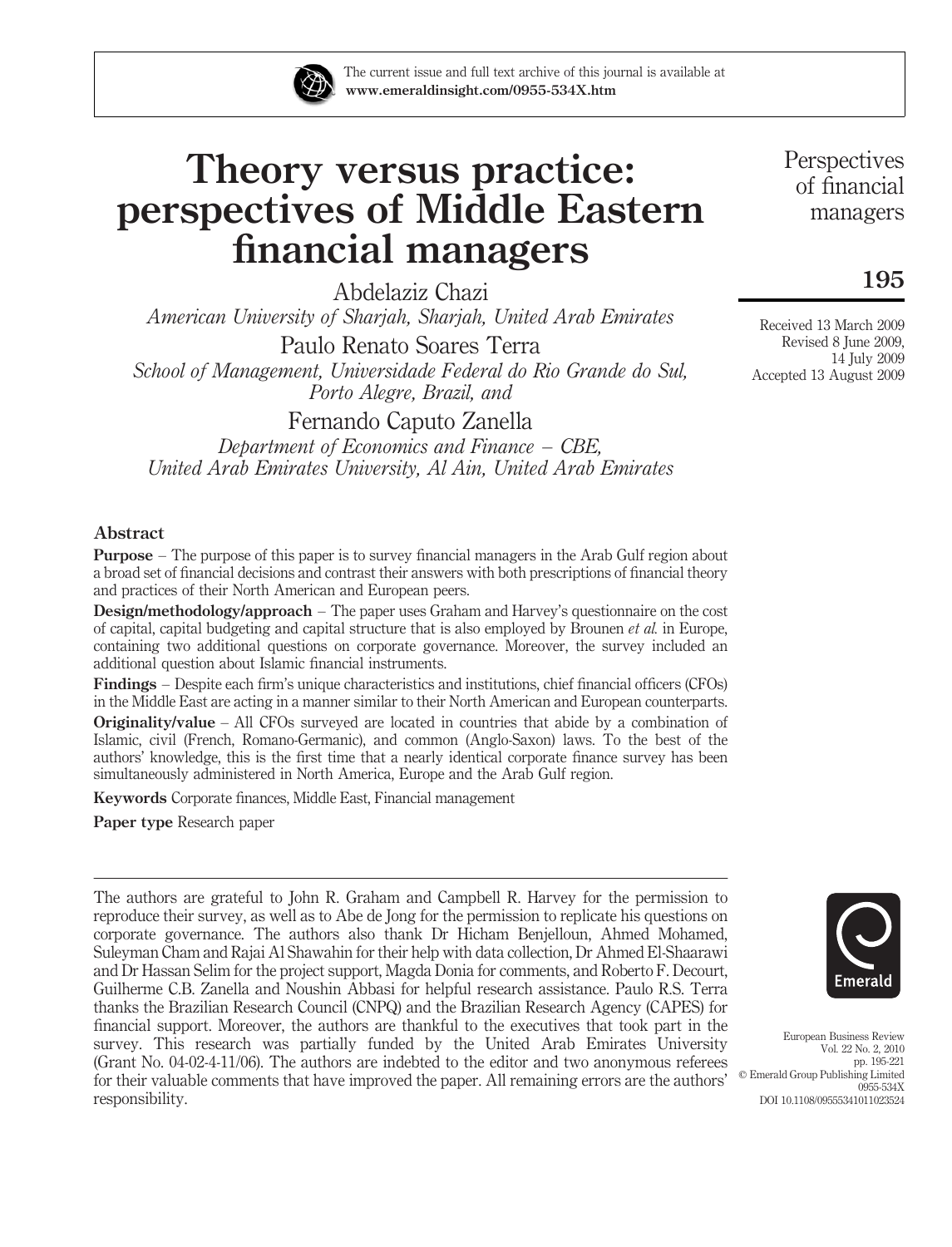# Theory versus practice: perspectives of Middle Eastern financial managers

Abdelaziz Chazi

*American University of Sharjah, Sharjah, United Arab Emirates*

Paulo Renato Soares Terra

*School of Management, Universidade Federal do Rio Grande do Sul, Porto Alegre, Brazil, and*

Fernando Caputo Zanella

*Department of Economics and Finance – CBE, United Arab Emirates University, Al Ain, United Arab Emirates*

Received 13 March 2009
Revised 8 June 2009, 14 July 2009
Accepted 13 August 2009

## Abstract

**Purpose** – The purpose of this paper is to survey financial managers in the Arab Gulf region about a broad set of financial decisions and contrast their answers with both prescriptions of financial theory and practices of their North American and European peers.

**Design/methodology/approach** – The paper uses Graham and Harvey's questionnaire on the cost of capital, capital budgeting and capital structure that is also employed by Brounen *et al.* in Europe, containing two additional questions on corporate governance. Moreover, the survey included an additional question about Islamic financial instruments.

**Findings** – Despite each firm's unique characteristics and institutions, chief financial officers (CFOs) in the Middle East are acting in a manner similar to their North American and European counterparts.

**Originality/value** – All CFOs surveyed are located in countries that abide by a combination of Islamic, civil (French, Romano-Germanic), and common (Anglo-Saxon) laws. To the best of the authors' knowledge, this is the first time that a nearly identical corporate finance survey has been simultaneously administered in North America, Europe and the Arab Gulf region.

**Keywords** Corporate finances, Middle East, Financial management

**Paper type** Research paper

---

The authors are grateful to John R. Graham and Campbell R. Harvey for the permission to reproduce their survey, as well as to Abe de Jong for the permission to replicate his questions on corporate governance. The authors also thank Dr Hicham Benjelloun, Ahmed Mohamed, Suleyman Cham and Rajai Al Shawahin for their help with data collection, Dr Ahmed El-Shaarawi and Dr Hassan Selim for the project support, Magda Donia for comments, and Roberto F. Decourt, Guilherme C.B. Zanella and Noushin Abbasi for helpful research assistance. Paulo R.S. Terra thanks the Brazilian Research Council (CNPQ) and the Brazilian Research Agency (CAPES) for financial support. Moreover, the authors are thankful to the executives that took part in the survey. This research was partially funded by the United Arab Emirates University (Grant No. 04-02-4-11/06). The authors are indebted to the editor and two anonymous referees for their valuable comments that have improved the paper. All remaining errors are the authors' responsibility.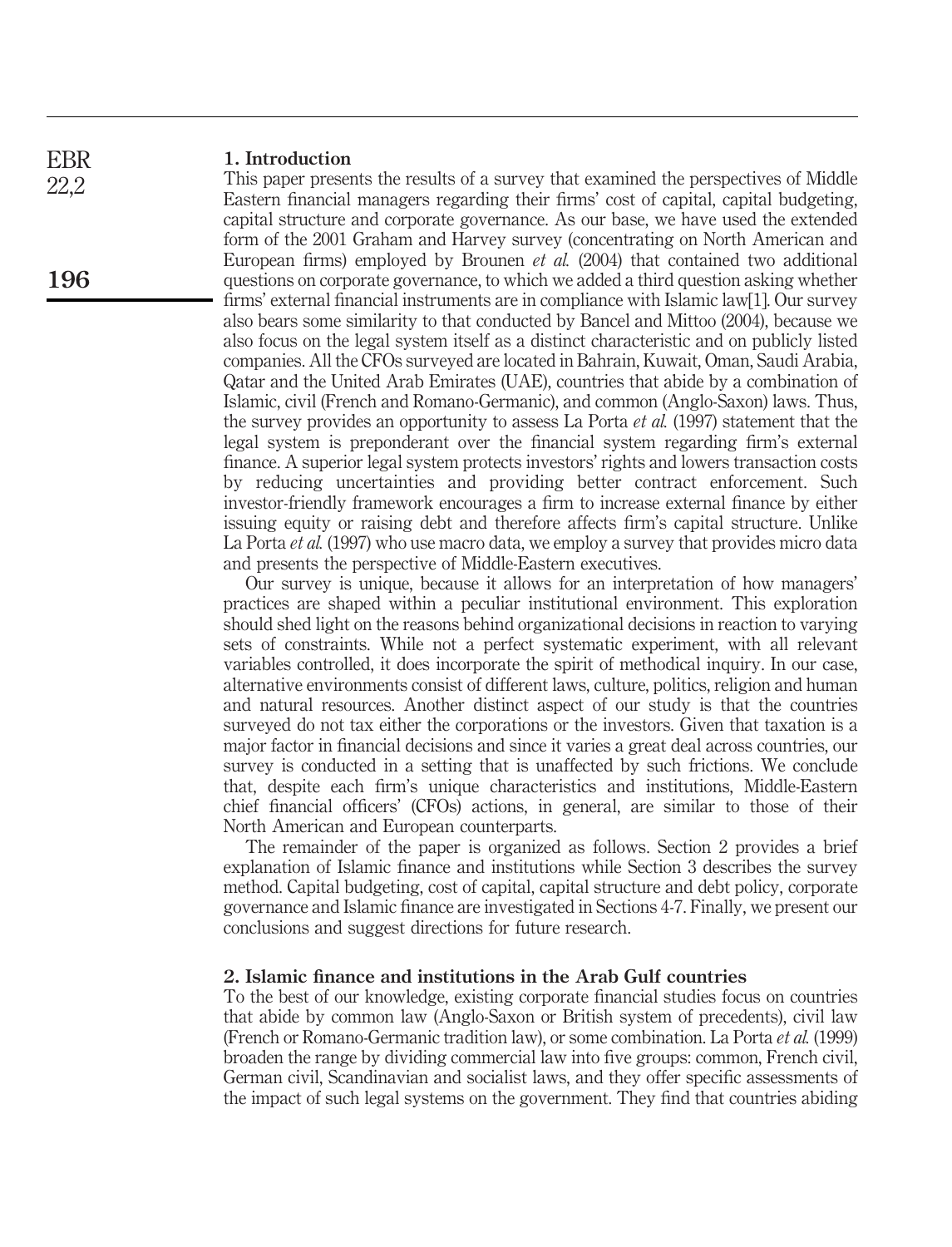## 1. Introduction

This paper presents the results of a survey that examined the perspectives of Middle Eastern financial managers regarding their firms' cost of capital, capital budgeting, capital structure and corporate governance. As our base, we have used the extended form of the 2001 Graham and Harvey survey (concentrating on North American and European firms) employed by Brounen *et al.* (2004) that contained two additional questions on corporate governance, to which we added a third question asking whether firms' external financial instruments are in compliance with Islamic law[1]. Our survey also bears some similarity to that conducted by Bancel and Mittoo (2004), because we also focus on the legal system itself as a distinct characteristic and on publicly listed companies. All the CFOs surveyed are located in Bahrain, Kuwait, Oman, Saudi Arabia, Qatar and the United Arab Emirates (UAE), countries that abide by a combination of Islamic, civil (French and Romano-Germanic), and common (Anglo-Saxon) laws. Thus, the survey provides an opportunity to assess La Porta *et al.* (1997) statement that the legal system is preponderant over the financial system regarding firm's external finance. A superior legal system protects investors' rights and lowers transaction costs by reducing uncertainties and providing better contract enforcement. Such investor-friendly framework encourages a firm to increase external finance by either issuing equity or raising debt and therefore affects firm's capital structure. Unlike La Porta *et al.* (1997) who use macro data, we employ a survey that provides micro data and presents the perspective of Middle-Eastern executives.

Our survey is unique, because it allows for an interpretation of how managers' practices are shaped within a peculiar institutional environment. This exploration should shed light on the reasons behind organizational decisions in reaction to varying sets of constraints. While not a perfect systematic experiment, with all relevant variables controlled, it does incorporate the spirit of methodical inquiry. In our case, alternative environments consist of different laws, culture, politics, religion and human and natural resources. Another distinct aspect of our study is that the countries surveyed do not tax either the corporations or the investors. Given that taxation is a major factor in financial decisions and since it varies a great deal across countries, our survey is conducted in a setting that is unaffected by such frictions. We conclude that, despite each firm's unique characteristics and institutions, Middle-Eastern chief financial officers' (CFOs) actions, in general, are similar to those of their North American and European counterparts.

The remainder of the paper is organized as follows. Section 2 provides a brief explanation of Islamic finance and institutions while Section 3 describes the survey method. Capital budgeting, cost of capital, capital structure and debt policy, corporate governance and Islamic finance are investigated in Sections 4-7. Finally, we present our conclusions and suggest directions for future research.

## 2. Islamic finance and institutions in the Arab Gulf countries

To the best of our knowledge, existing corporate financial studies focus on countries that abide by common law (Anglo-Saxon or British system of precedents), civil law (French or Romano-Germanic tradition law), or some combination. La Porta *et al.* (1999) broaden the range by dividing commercial law into five groups: common, French civil, German civil, Scandinavian and socialist laws, and they offer specific assessments of the impact of such legal systems on the government. They find that countries abiding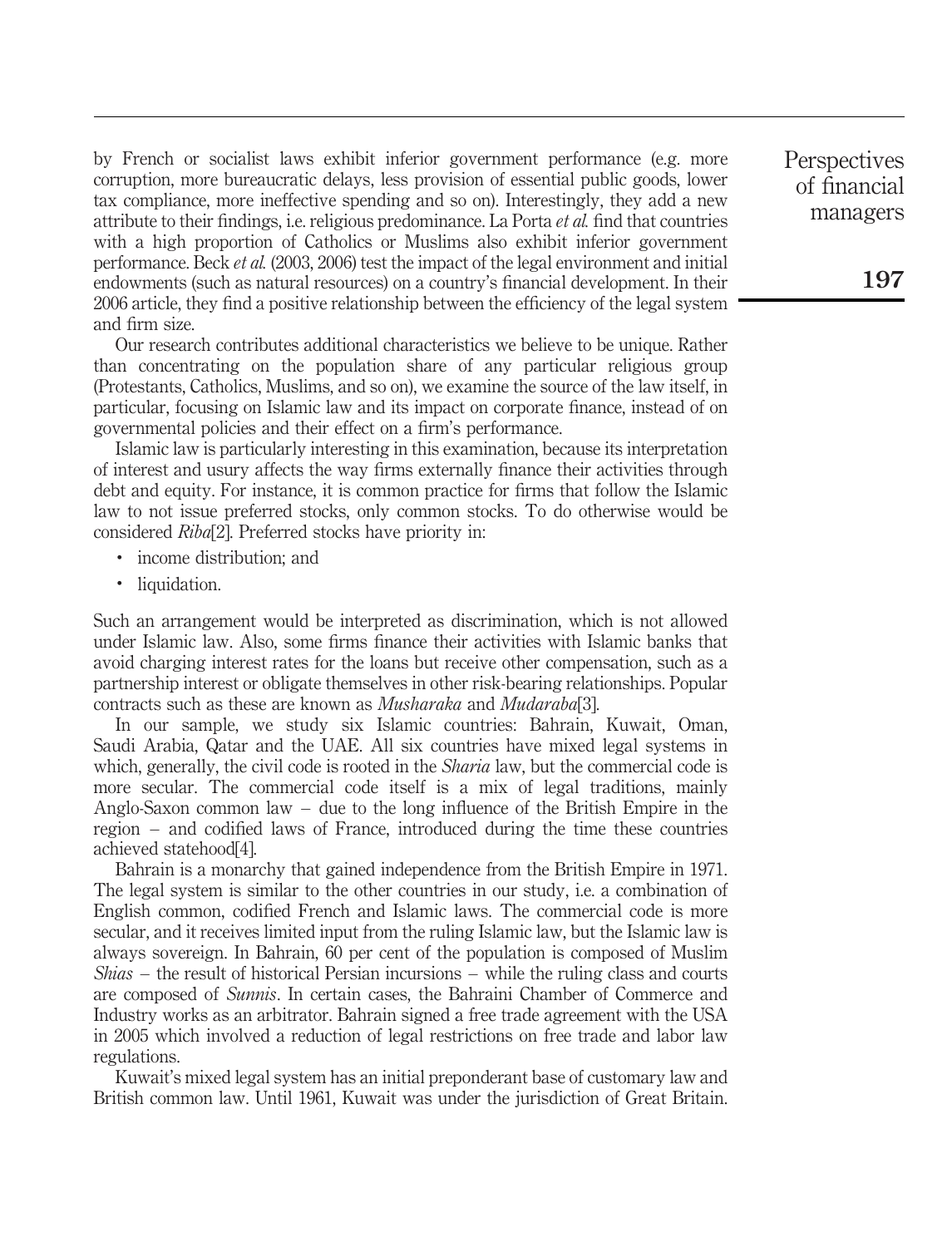by French or socialist laws exhibit inferior government performance (e.g. more corruption, more bureaucratic delays, less provision of essential public goods, lower tax compliance, more ineffective spending and so on). Interestingly, they add a new attribute to their findings, i.e. religious predominance. La Porta *et al.* find that countries with a high proportion of Catholics or Muslims also exhibit inferior government performance. Beck *et al.* (2003, 2006) test the impact of the legal environment and initial endowments (such as natural resources) on a country's financial development. In their 2006 article, they find a positive relationship between the efficiency of the legal system and firm size.

Our research contributes additional characteristics we believe to be unique. Rather than concentrating on the population share of any particular religious group (Protestants, Catholics, Muslims, and so on), we examine the source of the law itself, in particular, focusing on Islamic law and its impact on corporate finance, instead of on governmental policies and their effect on a firm's performance.

Islamic law is particularly interesting in this examination, because its interpretation of interest and usury affects the way firms externally finance their activities through debt and equity. For instance, it is common practice for firms that follow the Islamic law to not issue preferred stocks, only common stocks. To do otherwise would be considered *Riba*[2]. Preferred stocks have priority in:

- income distribution; and
- liquidation.

Such an arrangement would be interpreted as discrimination, which is not allowed under Islamic law. Also, some firms finance their activities with Islamic banks that avoid charging interest rates for the loans but receive other compensation, such as a partnership interest or obligate themselves in other risk-bearing relationships. Popular contracts such as these are known as *Musharaka* and *Mudaraba*[3].

In our sample, we study six Islamic countries: Bahrain, Kuwait, Oman, Saudi Arabia, Qatar and the UAE. All six countries have mixed legal systems in which, generally, the civil code is rooted in the *Sharia* law, but the commercial code is more secular. The commercial code itself is a mix of legal traditions, mainly Anglo-Saxon common law – due to the long influence of the British Empire in the region – and codified laws of France, introduced during the time these countries achieved statehood[4].

Bahrain is a monarchy that gained independence from the British Empire in 1971. The legal system is similar to the other countries in our study, i.e. a combination of English common, codified French and Islamic laws. The commercial code is more secular, and it receives limited input from the ruling Islamic law, but the Islamic law is always sovereign. In Bahrain, 60 per cent of the population is composed of Muslim *Shias* – the result of historical Persian incursions – while the ruling class and courts are composed of *Sunnis*. In certain cases, the Bahraini Chamber of Commerce and Industry works as an arbitrator. Bahrain signed a free trade agreement with the USA in 2005 which involved a reduction of legal restrictions on free trade and labor law regulations.

Kuwait's mixed legal system has an initial preponderant base of customary law and British common law. Until 1961, Kuwait was under the jurisdiction of Great Britain.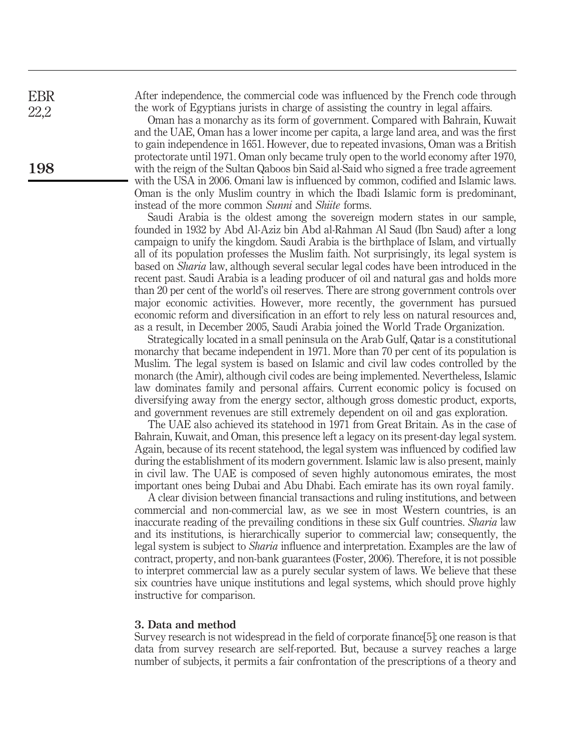After independence, the commercial code was influenced by the French code through the work of Egyptians jurists in charge of assisting the country in legal affairs.

Oman has a monarchy as its form of government. Compared with Bahrain, Kuwait and the UAE, Oman has a lower income per capita, a large land area, and was the first to gain independence in 1651. However, due to repeated invasions, Oman was a British protectorate until 1971. Oman only became truly open to the world economy after 1970, with the reign of the Sultan Qaboos bin Said al-Said who signed a free trade agreement with the USA in 2006. Omani law is influenced by common, codified and Islamic laws. Oman is the only Muslim country in which the Ibadi Islamic form is predominant, instead of the more common *Sunni* and *Shiite* forms.

Saudi Arabia is the oldest among the sovereign modern states in our sample, founded in 1932 by Abd Al-Aziz bin Abd al-Rahman Al Saud (Ibn Saud) after a long campaign to unify the kingdom. Saudi Arabia is the birthplace of Islam, and virtually all of its population professes the Muslim faith. Not surprisingly, its legal system is based on *Sharia* law, although several secular legal codes have been introduced in the recent past. Saudi Arabia is a leading producer of oil and natural gas and holds more than 20 per cent of the world's oil reserves. There are strong government controls over major economic activities. However, more recently, the government has pursued economic reform and diversification in an effort to rely less on natural resources and, as a result, in December 2005, Saudi Arabia joined the World Trade Organization.

Strategically located in a small peninsula on the Arab Gulf, Qatar is a constitutional monarchy that became independent in 1971. More than 70 per cent of its population is Muslim. The legal system is based on Islamic and civil law codes controlled by the monarch (the Amir), although civil codes are being implemented. Nevertheless, Islamic law dominates family and personal affairs. Current economic policy is focused on diversifying away from the energy sector, although gross domestic product, exports, and government revenues are still extremely dependent on oil and gas exploration.

The UAE also achieved its statehood in 1971 from Great Britain. As in the case of Bahrain, Kuwait, and Oman, this presence left a legacy on its present-day legal system. Again, because of its recent statehood, the legal system was influenced by codified law during the establishment of its modern government. Islamic law is also present, mainly in civil law. The UAE is composed of seven highly autonomous emirates, the most important ones being Dubai and Abu Dhabi. Each emirate has its own royal family.

A clear division between financial transactions and ruling institutions, and between commercial and non-commercial law, as we see in most Western countries, is an inaccurate reading of the prevailing conditions in these six Gulf countries. *Sharia* law and its institutions, is hierarchically superior to commercial law; consequently, the legal system is subject to *Sharia* influence and interpretation. Examples are the law of contract, property, and non-bank guarantees (Foster, 2006). Therefore, it is not possible to interpret commercial law as a purely secular system of laws. We believe that these six countries have unique institutions and legal systems, which should prove highly instructive for comparison.

## 3. Data and method

Survey research is not widespread in the field of corporate finance[5]; one reason is that data from survey research are self-reported. But, because a survey reaches a large number of subjects, it permits a fair confrontation of the prescriptions of a theory and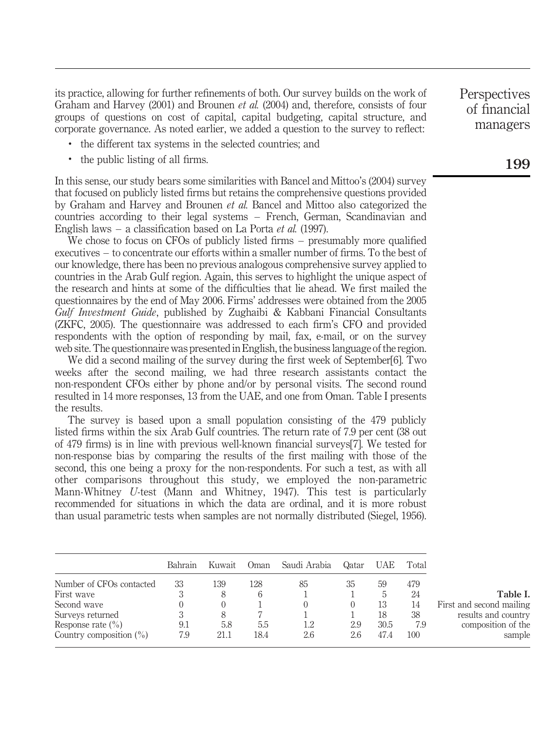its practice, allowing for further refinements of both. Our survey builds on the work of Graham and Harvey (2001) and Brounen *et al.* (2004) and, therefore, consists of four groups of questions on cost of capital, capital budgeting, capital structure, and corporate governance. As noted earlier, we added a question to the survey to reflect:

- the different tax systems in the selected countries; and
- the public listing of all firms.

In this sense, our study bears some similarities with Bancel and Mittoo's (2004) survey that focused on publicly listed firms but retains the comprehensive questions provided by Graham and Harvey and Brounen *et al.* Bancel and Mittoo also categorized the countries according to their legal systems – French, German, Scandinavian and English laws – a classification based on La Porta *et al.* (1997).

We chose to focus on CFOs of publicly listed firms – presumably more qualified executives – to concentrate our efforts within a smaller number of firms. To the best of our knowledge, there has been no previous analogous comprehensive survey applied to countries in the Arab Gulf region. Again, this serves to highlight the unique aspect of the research and hints at some of the difficulties that lie ahead. We first mailed the questionnaires by the end of May 2006. Firms' addresses were obtained from the 2005 *Gulf Investment Guide*, published by Zughaibi & Kabbani Financial Consultants (ZKFC, 2005). The questionnaire was addressed to each firm's CFO and provided respondents with the option of responding by mail, fax, e-mail, or on the survey web site. The questionnaire was presented in English, the business language of the region.

We did a second mailing of the survey during the first week of September[6]. Two weeks after the second mailing, we had three research assistants contact the non-respondent CFOs either by phone and/or by personal visits. The second round resulted in 14 more responses, 13 from the UAE, and one from Oman. Table I presents the results.

The survey is based upon a small population consisting of the 479 publicly listed firms within the six Arab Gulf countries. The return rate of 7.9 per cent (38 out of 479 firms) is in line with previous well-known financial surveys[7]. We tested for non-response bias by comparing the results of the first mailing with those of the second, this one being a proxy for the non-respondents. For such a test, as with all other comparisons throughout this study, we employed the non-parametric Mann-Whitney *U*-test (Mann and Whitney, 1947). This test is particularly recommended for situations in which the data are ordinal, and it is more robust than usual parametric tests when samples are not normally distributed (Siegel, 1956).

| | Bahrain | Kuwait | Oman | Saudi Arabia | Qatar | UAE | Total |
|---|---|---|---|---|---|---|---|
| Number of CFOs contacted | 33 | 139 | 128 | 85 | 35 | 59 | 479 |
| First wave | 3 | 8 | 6 | 1 | 1 | 5 | 24 |
| Second wave | 0 | 0 | 1 | 0 | 0 | 13 | 14 |
| Surveys returned | 3 | 8 | 7 | 1 | 1 | 18 | 38 |
| Response rate (%) | 9.1 | 5.8 | 5.5 | 1.2 | 2.9 | 30.5 | 7.9 |
| Country composition (%) | 7.9 | 21.1 | 18.4 | 2.6 | 2.6 | 47.4 | 100 |

**Table I.** First and second mailing results and country composition of the sample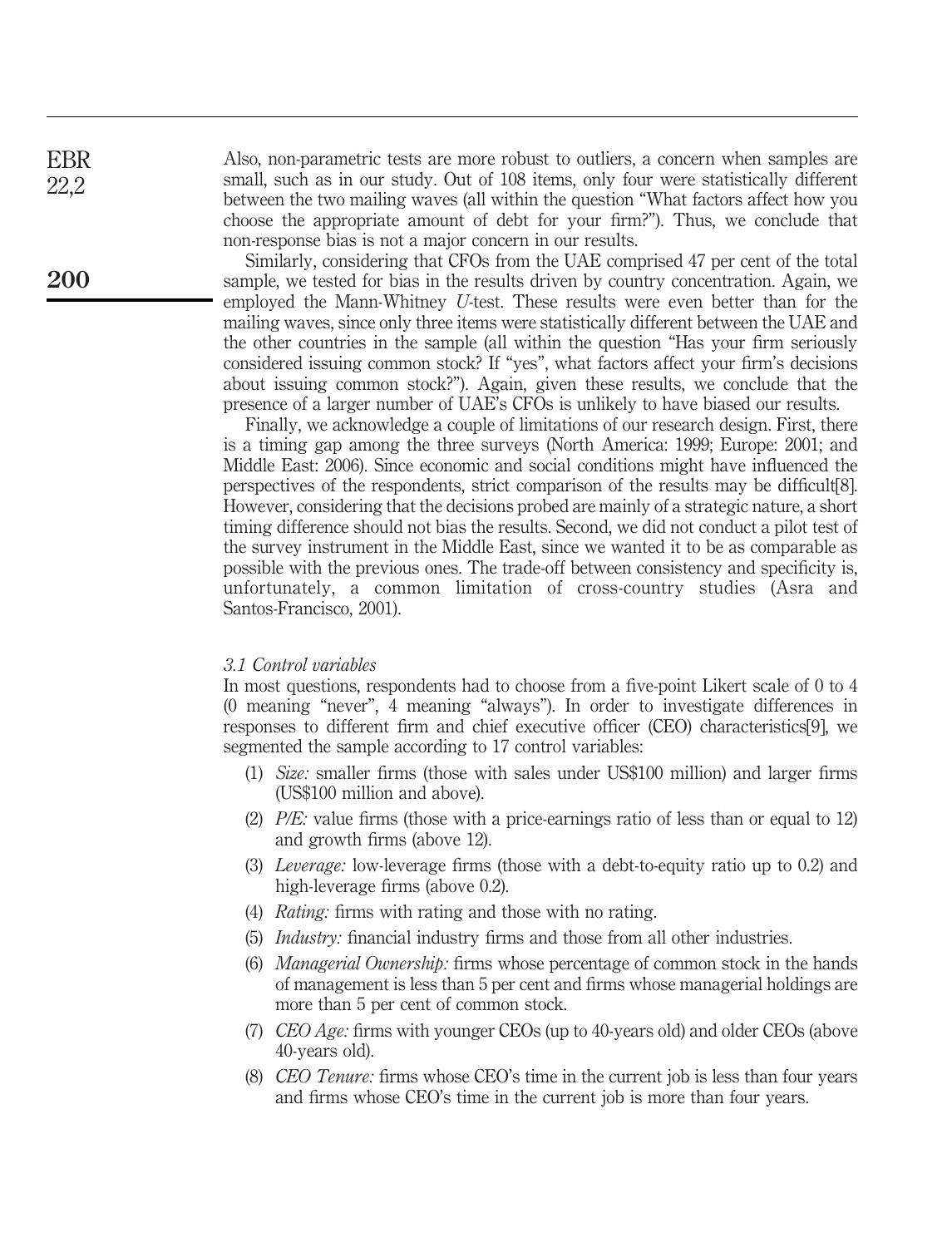Also, non-parametric tests are more robust to outliers, a concern when samples are small, such as in our study. Out of 108 items, only four were statistically different between the two mailing waves (all within the question "What factors affect how you choose the appropriate amount of debt for your firm?"). Thus, we conclude that non-response bias is not a major concern in our results.

Similarly, considering that CFOs from the UAE comprised 47 per cent of the total sample, we tested for bias in the results driven by country concentration. Again, we employed the Mann-Whitney *U*-test. These results were even better than for the mailing waves, since only three items were statistically different between the UAE and the other countries in the sample (all within the question "Has your firm seriously considered issuing common stock? If "yes", what factors affect your firm's decisions about issuing common stock?"). Again, given these results, we conclude that the presence of a larger number of UAE's CFOs is unlikely to have biased our results.

Finally, we acknowledge a couple of limitations of our research design. First, there is a timing gap among the three surveys (North America: 1999; Europe: 2001; and Middle East: 2006). Since economic and social conditions might have influenced the perspectives of the respondents, strict comparison of the results may be difficult[8]. However, considering that the decisions probed are mainly of a strategic nature, a short timing difference should not bias the results. Second, we did not conduct a pilot test of the survey instrument in the Middle East, since we wanted it to be as comparable as possible with the previous ones. The trade-off between consistency and specificity is, unfortunately, a common limitation of cross-country studies (Asra and Santos-Francisco, 2001).

### *3.1 Control variables*

In most questions, respondents had to choose from a five-point Likert scale of 0 to 4 (0 meaning "never", 4 meaning "always"). In order to investigate differences in responses to different firm and chief executive officer (CEO) characteristics[9], we segmented the sample according to 17 control variables:

1. *Size:* smaller firms (those with sales under US$100 million) and larger firms (US$100 million and above).
2. *P/E:* value firms (those with a price-earnings ratio of less than or equal to 12) and growth firms (above 12).
3. *Leverage:* low-leverage firms (those with a debt-to-equity ratio up to 0.2) and high-leverage firms (above 0.2).
4. *Rating:* firms with rating and those with no rating.
5. *Industry:* financial industry firms and those from all other industries.
6. *Managerial Ownership:* firms whose percentage of common stock in the hands of management is less than 5 per cent and firms whose managerial holdings are more than 5 per cent of common stock.
7. *CEO Age:* firms with younger CEOs (up to 40-years old) and older CEOs (above 40-years old).
8. *CEO Tenure:* firms whose CEO's time in the current job is less than four years and firms whose CEO's time in the current job is more than four years.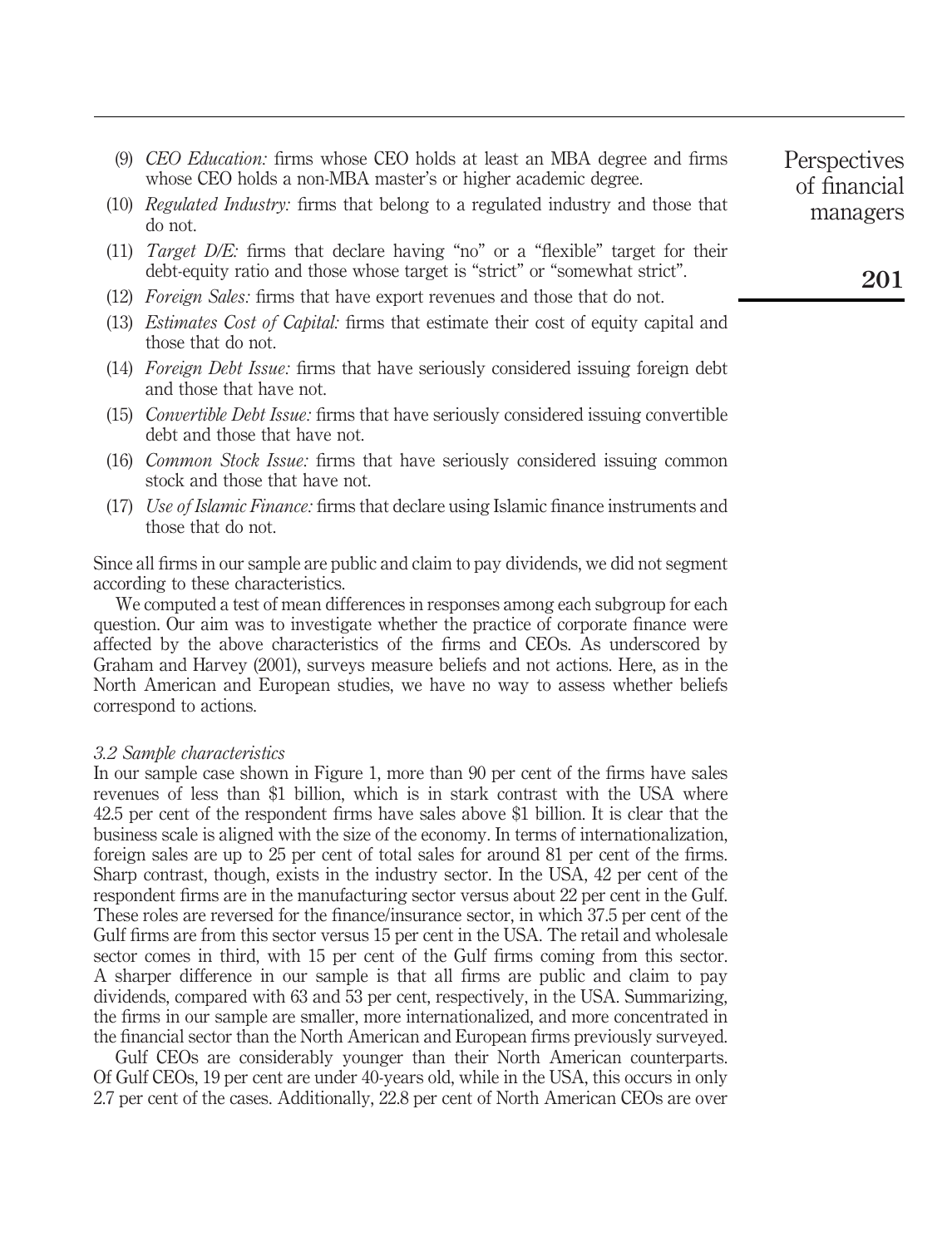(9) *CEO Education:* firms whose CEO holds at least an MBA degree and firms whose CEO holds a non-MBA master's or higher academic degree.

(10) *Regulated Industry:* firms that belong to a regulated industry and those that do not.

(11) *Target D/E:* firms that declare having "no" or a "flexible" target for their debt-equity ratio and those whose target is "strict" or "somewhat strict".

(12) *Foreign Sales:* firms that have export revenues and those that do not.

(13) *Estimates Cost of Capital:* firms that estimate their cost of equity capital and those that do not.

(14) *Foreign Debt Issue:* firms that have seriously considered issuing foreign debt and those that have not.

(15) *Convertible Debt Issue:* firms that have seriously considered issuing convertible debt and those that have not.

(16) *Common Stock Issue:* firms that have seriously considered issuing common stock and those that have not.

(17) *Use of Islamic Finance:* firms that declare using Islamic finance instruments and those that do not.

Since all firms in our sample are public and claim to pay dividends, we did not segment according to these characteristics.

We computed a test of mean differences in responses among each subgroup for each question. Our aim was to investigate whether the practice of corporate finance were affected by the above characteristics of the firms and CEOs. As underscored by Graham and Harvey (2001), surveys measure beliefs and not actions. Here, as in the North American and European studies, we have no way to assess whether beliefs correspond to actions.

### 3.2 Sample characteristics

In our sample case shown in Figure 1, more than 90 per cent of the firms have sales revenues of less than \$1 billion, which is in stark contrast with the USA where 42.5 per cent of the respondent firms have sales above \$1 billion. It is clear that the business scale is aligned with the size of the economy. In terms of internationalization, foreign sales are up to 25 per cent of total sales for around 81 per cent of the firms. Sharp contrast, though, exists in the industry sector. In the USA, 42 per cent of the respondent firms are in the manufacturing sector versus about 22 per cent in the Gulf. These roles are reversed for the finance/insurance sector, in which 37.5 per cent of the Gulf firms are from this sector versus 15 per cent in the USA. The retail and wholesale sector comes in third, with 15 per cent of the Gulf firms coming from this sector. A sharper difference in our sample is that all firms are public and claim to pay dividends, compared with 63 and 53 per cent, respectively, in the USA. Summarizing, the firms in our sample are smaller, more internationalized, and more concentrated in the financial sector than the North American and European firms previously surveyed.

Gulf CEOs are considerably younger than their North American counterparts. Of Gulf CEOs, 19 per cent are under 40-years old, while in the USA, this occurs in only 2.7 per cent of the cases. Additionally, 22.8 per cent of North American CEOs are over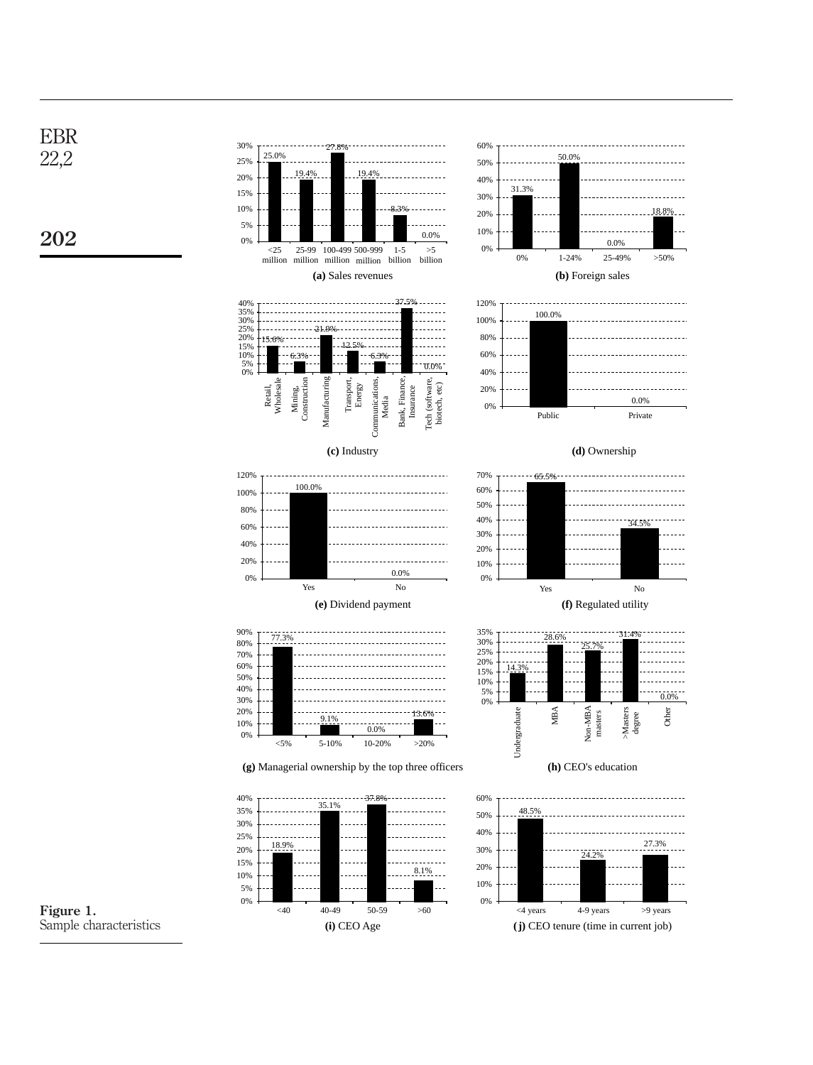| (a) Sales revenues | |
|---|---|
| <25 million | 25.0% |
| 25-99 million | 19.4% |
| 100-499 million | 27.8% |
| 500-999 million | 19.4% |
| 1-5 billion | 8.3% |
| >5 billion | 0.0% |

| (b) Foreign sales | |
|---|---|
| 0% | 31.3% |
| 1-24% | 50.0% |
| 25-49% | 0.0% |
| >50% | 18.8% |

| (c) Industry | |
|---|---|
| Retail, Wholesale | 15.6% |
| Mining, Construction | 6.3% |
| Manufacturing | 21.9% |
| Transport, Energy | 12.5% |
| Communications, Media | 6.3% |
| Bank, Finance, Insurance | 37.5% |
| Tech (software, biotech, etc) | 0.0% |

| (d) Ownership | |
|---|---|
| Public | 100.0% |
| Private | 0.0% |

| (e) Dividend payment | |
|---|---|
| Yes | 100.0% |
| No | 0.0% |

| (f) Regulated utility | |
|---|---|
| Yes | 65.5% |
| No | 34.5% |

| (g) Managerial ownership by the top three officers | |
|---|---|
| <5% | 77.3% |
| 5-10% | 9.1% |
| 10-20% | 0.0% |
| >20% | 13.6% |

| (h) CEO's education | |
|---|---|
| Undergraduate | 14.3% |
| MBA | 28.6% |
| Non-MBA masters | 25.7% |
| >Masters degree | 31.4% |
| Other | 0.0% |

| (i) CEO Age | |
|---|---|
| <40 | 18.9% |
| 40-49 | 35.1% |
| 50-59 | 37.8% |
| >60 | 8.1% |

| (j) CEO tenure (time in current job) | |
|---|---|
| <4 years | 48.5% |
| 4-9 years | 24.2% |
| >9 years | 27.3% |

**Figure 1.**
Sample characteristics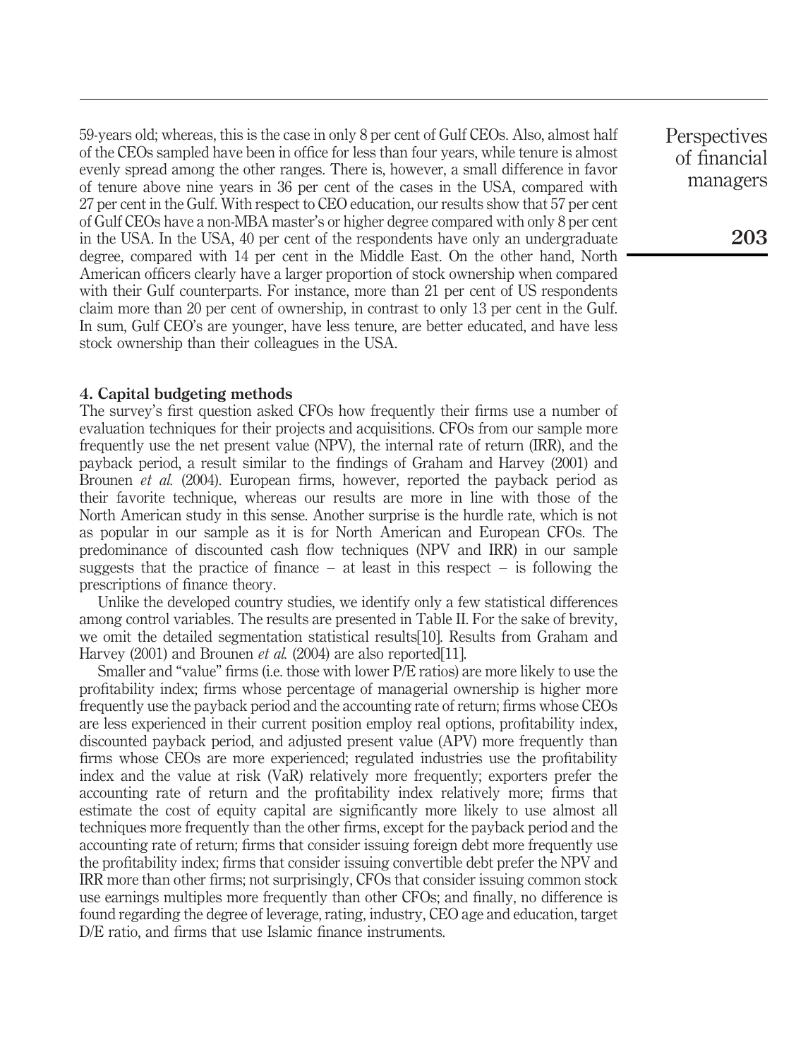59-years old; whereas, this is the case in only 8 per cent of Gulf CEOs. Also, almost half of the CEOs sampled have been in office for less than four years, while tenure is almost evenly spread among the other ranges. There is, however, a small difference in favor of tenure above nine years in 36 per cent of the cases in the USA, compared with 27 per cent in the Gulf. With respect to CEO education, our results show that 57 per cent of Gulf CEOs have a non-MBA master's or higher degree compared with only 8 per cent in the USA. In the USA, 40 per cent of the respondents have only an undergraduate degree, compared with 14 per cent in the Middle East. On the other hand, North American officers clearly have a larger proportion of stock ownership when compared with their Gulf counterparts. For instance, more than 21 per cent of US respondents claim more than 20 per cent of ownership, in contrast to only 13 per cent in the Gulf. In sum, Gulf CEO's are younger, have less tenure, are better educated, and have less stock ownership than their colleagues in the USA.

## 4. Capital budgeting methods

The survey's first question asked CFOs how frequently their firms use a number of evaluation techniques for their projects and acquisitions. CFOs from our sample more frequently use the net present value (NPV), the internal rate of return (IRR), and the payback period, a result similar to the findings of Graham and Harvey (2001) and Brounen *et al.* (2004). European firms, however, reported the payback period as their favorite technique, whereas our results are more in line with those of the North American study in this sense. Another surprise is the hurdle rate, which is not as popular in our sample as it is for North American and European CFOs. The predominance of discounted cash flow techniques (NPV and IRR) in our sample suggests that the practice of finance – at least in this respect – is following the prescriptions of finance theory.

Unlike the developed country studies, we identify only a few statistical differences among control variables. The results are presented in Table II. For the sake of brevity, we omit the detailed segmentation statistical results[10]. Results from Graham and Harvey (2001) and Brounen *et al.* (2004) are also reported[11].

Smaller and "value" firms (i.e. those with lower P/E ratios) are more likely to use the profitability index; firms whose percentage of managerial ownership is higher more frequently use the payback period and the accounting rate of return; firms whose CEOs are less experienced in their current position employ real options, profitability index, discounted payback period, and adjusted present value (APV) more frequently than firms whose CEOs are more experienced; regulated industries use the profitability index and the value at risk (VaR) relatively more frequently; exporters prefer the accounting rate of return and the profitability index relatively more; firms that estimate the cost of equity capital are significantly more likely to use almost all techniques more frequently than the other firms, except for the payback period and the accounting rate of return; firms that consider issuing foreign debt more frequently use the profitability index; firms that consider issuing convertible debt prefer the NPV and IRR more than other firms; not surprisingly, CFOs that consider issuing common stock use earnings multiples more frequently than other CFOs; and finally, no difference is found regarding the degree of leverage, rating, industry, CEO age and education, target D/E ratio, and firms that use Islamic finance instruments.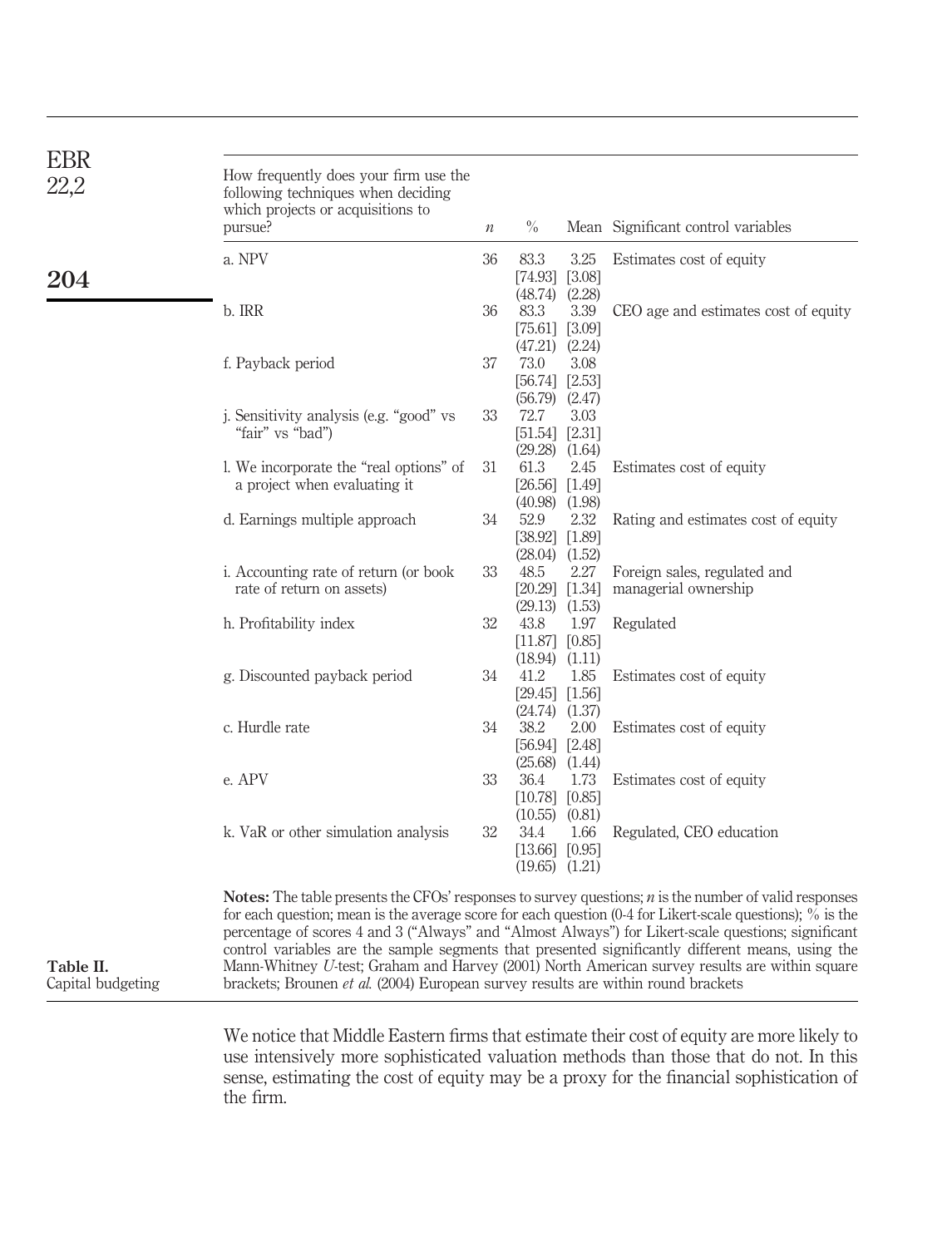**Table II.** Capital budgeting

| How frequently does your firm use the following techniques when deciding which projects or acquisitions to pursue? | $n$ | % | Mean | Significant control variables |
|---|---|---|---|---|
| a. NPV | 36 | 83.3 [74.93] (48.74) | 3.25 [3.08] (2.28) | Estimates cost of equity |
| b. IRR | 36 | 83.3 [75.61] (47.21) | 3.39 [3.09] (2.24) | CEO age and estimates cost of equity |
| f. Payback period | 37 | 73.0 [56.74] (56.79) | 3.08 [2.53] (2.47) | |
| j. Sensitivity analysis (e.g. "good" vs "fair" vs "bad") | 33 | 72.7 [51.54] (29.28) | 3.03 [2.31] (1.64) | |
| l. We incorporate the "real options" of a project when evaluating it | 31 | 61.3 [26.56] (40.98) | 2.45 [1.49] (1.98) | Estimates cost of equity |
| d. Earnings multiple approach | 34 | 52.9 [38.92] (28.04) | 2.32 [1.89] (1.52) | Rating and estimates cost of equity |
| i. Accounting rate of return (or book rate of return on assets) | 33 | 48.5 [20.29] (29.13) | 2.27 [1.34] (1.53) | Foreign sales, regulated and managerial ownership |
| h. Profitability index | 32 | 43.8 [11.87] (18.94) | 1.97 [0.85] (1.11) | Regulated |
| g. Discounted payback period | 34 | 41.2 [29.45] (24.74) | 1.85 [1.56] (1.37) | Estimates cost of equity |
| c. Hurdle rate | 34 | 38.2 [56.94] (25.68) | 2.00 [2.48] (1.44) | Estimates cost of equity |
| e. APV | 33 | 36.4 [10.78] (10.55) | 1.73 [0.85] (0.81) | Estimates cost of equity |
| k. VaR or other simulation analysis | 32 | 34.4 [13.66] (19.65) | 1.66 [0.95] (1.21) | Regulated, CEO education |

**Notes:** The table presents the CFOs' responses to survey questions; $n$ is the number of valid responses for each question; mean is the average score for each question (0-4 for Likert-scale questions); % is the percentage of scores 4 and 3 ("Always" and "Almost Always") for Likert-scale questions; significant control variables are the sample segments that presented significantly different means, using the Mann-Whitney *U*-test; Graham and Harvey (2001) North American survey results are within square brackets; Brounen *et al.* (2004) European survey results are within round brackets

We notice that Middle Eastern firms that estimate their cost of equity are more likely to use intensively more sophisticated valuation methods than those that do not. In this sense, estimating the cost of equity may be a proxy for the financial sophistication of the firm.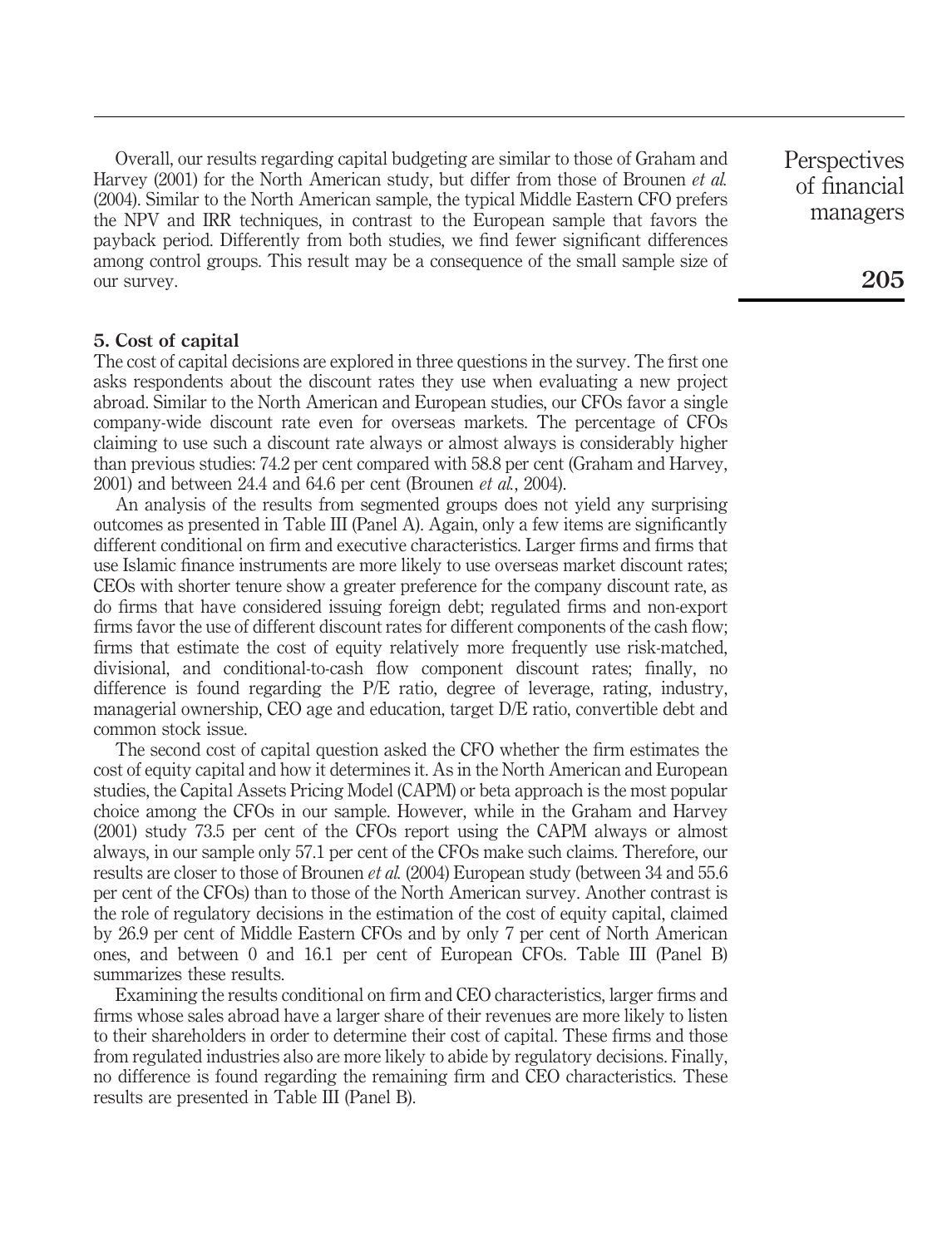Overall, our results regarding capital budgeting are similar to those of Graham and Harvey (2001) for the North American study, but differ from those of Brounen *et al.* (2004). Similar to the North American sample, the typical Middle Eastern CFO prefers the NPV and IRR techniques, in contrast to the European sample that favors the payback period. Differently from both studies, we find fewer significant differences among control groups. This result may be a consequence of the small sample size of our survey.

## 5. Cost of capital

The cost of capital decisions are explored in three questions in the survey. The first one asks respondents about the discount rates they use when evaluating a new project abroad. Similar to the North American and European studies, our CFOs favor a single company-wide discount rate even for overseas markets. The percentage of CFOs claiming to use such a discount rate always or almost always is considerably higher than previous studies: 74.2 per cent compared with 58.8 per cent (Graham and Harvey, 2001) and between 24.4 and 64.6 per cent (Brounen *et al.*, 2004).

An analysis of the results from segmented groups does not yield any surprising outcomes as presented in Table III (Panel A). Again, only a few items are significantly different conditional on firm and executive characteristics. Larger firms and firms that use Islamic finance instruments are more likely to use overseas market discount rates; CEOs with shorter tenure show a greater preference for the company discount rate, as do firms that have considered issuing foreign debt; regulated firms and non-export firms favor the use of different discount rates for different components of the cash flow; firms that estimate the cost of equity relatively more frequently use risk-matched, divisional, and conditional-to-cash flow component discount rates; finally, no difference is found regarding the P/E ratio, degree of leverage, rating, industry, managerial ownership, CEO age and education, target D/E ratio, convertible debt and common stock issue.

The second cost of capital question asked the CFO whether the firm estimates the cost of equity capital and how it determines it. As in the North American and European studies, the Capital Assets Pricing Model (CAPM) or beta approach is the most popular choice among the CFOs in our sample. However, while in the Graham and Harvey (2001) study 73.5 per cent of the CFOs report using the CAPM always or almost always, in our sample only 57.1 per cent of the CFOs make such claims. Therefore, our results are closer to those of Brounen *et al.* (2004) European study (between 34 and 55.6 per cent of the CFOs) than to those of the North American survey. Another contrast is the role of regulatory decisions in the estimation of the cost of equity capital, claimed by 26.9 per cent of Middle Eastern CFOs and by only 7 per cent of North American ones, and between 0 and 16.1 per cent of European CFOs. Table III (Panel B) summarizes these results.

Examining the results conditional on firm and CEO characteristics, larger firms and firms whose sales abroad have a larger share of their revenues are more likely to listen to their shareholders in order to determine their cost of capital. These firms and those from regulated industries also are more likely to abide by regulatory decisions. Finally, no difference is found regarding the remaining firm and CEO characteristics. These results are presented in Table III (Panel B).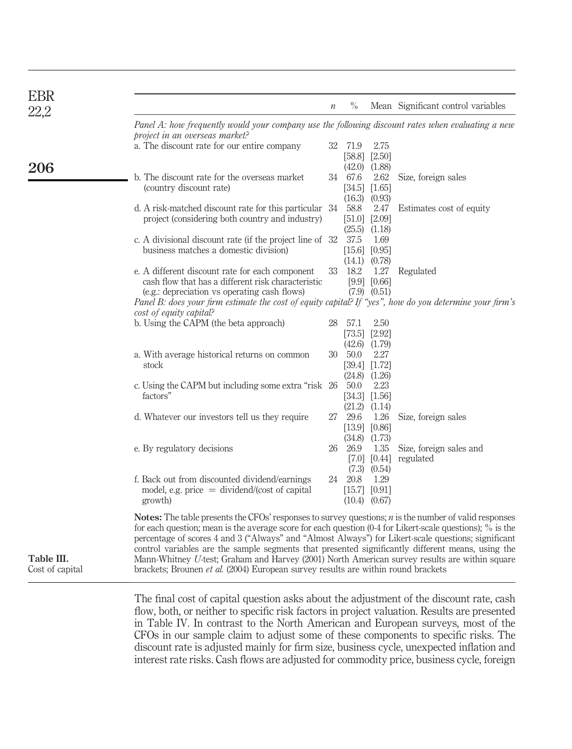**Table III.** Cost of capital

| | $n$ | % | Mean | Significant control variables |
|---|---|---|---|---|
| *Panel A: how frequently would your company use the following discount rates when evaluating a new project in an overseas market?* | | | | |
| a. The discount rate for our entire company | 32 | 71.9 [58.8] (42.0) | 2.75 [2.50] (1.88) | |
| b. The discount rate for the overseas market (country discount rate) | 34 | 67.6 [34.5] (16.3) | 2.62 [1.65] (0.93) | Size, foreign sales |
| d. A risk-matched discount rate for this particular project (considering both country and industry) | 34 | 58.8 [51.0] (25.5) | 2.47 [2.09] (1.18) | Estimates cost of equity |
| c. A divisional discount rate (if the project line of business matches a domestic division) | 32 | 37.5 [15.6] (14.1) | 1.69 [0.95] (0.78) | |
| e. A different discount rate for each component cash flow that has a different risk characteristic (e.g.: depreciation vs operating cash flows) | 33 | 18.2 [9.9] (7.9) | 1.27 [0.66] (0.51) | Regulated |
| *Panel B: does your firm estimate the cost of equity capital? If "yes", how do you determine your firm's cost of equity capital?* | | | | |
| b. Using the CAPM (the beta approach) | 28 | 57.1 [73.5] (42.6) | 2.50 [2.92] (1.79) | |
| a. With average historical returns on common stock | 30 | 50.0 [39.4] (24.8) | 2.27 [1.72] (1.26) | |
| c. Using the CAPM but including some extra "risk factors" | 26 | 50.0 [34.3] (21.2) | 2.23 [1.56] (1.14) | |
| d. Whatever our investors tell us they require | 27 | 29.6 [13.9] (34.8) | 1.26 [0.86] (1.73) | Size, foreign sales |
| e. By regulatory decisions | 26 | 26.9 [7.0] (7.3) | 1.35 [0.44] (0.54) | Size, foreign sales and regulated |
| f. Back out from discounted dividend/earnings model, e.g. price = dividend/(cost of capital growth) | 24 | 20.8 [15.7] (10.4) | 1.29 [0.91] (0.67) | |

**Notes:** The table presents the CFOs' responses to survey questions; $n$ is the number of valid responses for each question; mean is the average score for each question (0-4 for Likert-scale questions); % is the percentage of scores 4 and 3 ("Always" and "Almost Always") for Likert-scale questions; significant control variables are the sample segments that presented significantly different means, using the Mann-Whitney $U$-test; Graham and Harvey (2001) North American survey results are within square brackets; Brounen *et al.* (2004) European survey results are within round brackets

The final cost of capital question asks about the adjustment of the discount rate, cash flow, both, or neither to specific risk factors in project valuation. Results are presented in Table IV. In contrast to the North American and European surveys, most of the CFOs in our sample claim to adjust some of these components to specific risks. The discount rate is adjusted mainly for firm size, business cycle, unexpected inflation and interest rate risks. Cash flows are adjusted for commodity price, business cycle, foreign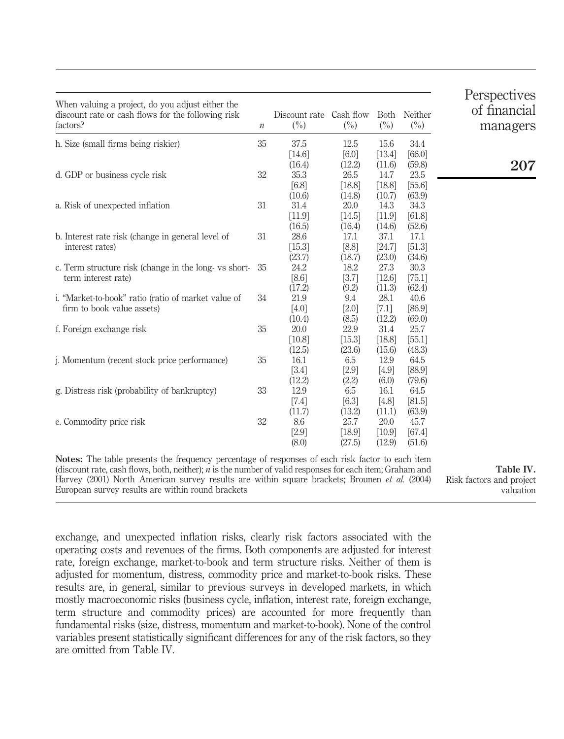| When valuing a project, do you adjust either the discount rate or cash flows for the following risk factors? | $n$ | Discount rate (%) | Cash flow (%) | Both (%) | Neither (%) |
|---|---|---|---|---|---|
| h. Size (small firms being riskier) | 35 | 37.5 | 12.5 | 15.6 | 34.4 |
| | | [14.6] | [6.0] | [13.4] | [66.0] |
| | | (16.4) | (12.2) | (11.6) | (59.8) |
| d. GDP or business cycle risk | 32 | 35.3 | 26.5 | 14.7 | 23.5 |
| | | [6.8] | [18.8] | [18.8] | [55.6] |
| | | (10.6) | (14.8) | (10.7) | (63.9) |
| a. Risk of unexpected inflation | 31 | 31.4 | 20.0 | 14.3 | 34.3 |
| | | [11.9] | [14.5] | [11.9] | [61.8] |
| | | (16.5) | (16.4) | (14.6) | (52.6) |
| b. Interest rate risk (change in general level of interest rates) | 31 | 28.6 | 17.1 | 37.1 | 17.1 |
| | | [15.3] | [8.8] | [24.7] | [51.3] |
| | | (23.7) | (18.7) | (23.0) | (34.6) |
| c. Term structure risk (change in the long- vs short-term interest rate) | 35 | 24.2 | 18.2 | 27.3 | 30.3 |
| | | [8.6] | [3.7] | [12.6] | [75.1] |
| | | (17.2) | (9.2) | (11.3) | (62.4) |
| i. "Market-to-book" ratio (ratio of market value of firm to book value assets) | 34 | 21.9 | 9.4 | 28.1 | 40.6 |
| | | [4.0] | [2.0] | [7.1] | [86.9] |
| | | (10.4) | (8.5) | (12.2) | (69.0) |
| f. Foreign exchange risk | 35 | 20.0 | 22.9 | 31.4 | 25.7 |
| | | [10.8] | [15.3] | [18.8] | [55.1] |
| | | (12.5) | (23.6) | (15.6) | (48.3) |
| j. Momentum (recent stock price performance) | 35 | 16.1 | 6.5 | 12.9 | 64.5 |
| | | [3.4] | [2.9] | [4.9] | [88.9] |
| | | (12.2) | (2.2) | (6.0) | (79.6) |
| g. Distress risk (probability of bankruptcy) | 33 | 12.9 | 6.5 | 16.1 | 64.5 |
| | | [7.4] | [6.3] | [4.8] | [81.5] |
| | | (11.7) | (13.2) | (11.1) | (63.9) |
| e. Commodity price risk | 32 | 8.6 | 25.7 | 20.0 | 45.7 |
| | | [2.9] | [18.9] | [10.9] | [67.4] |
| | | (8.0) | (27.5) | (12.9) | (51.6) |

**Notes:** The table presents the frequency percentage of responses of each risk factor to each item (discount rate, cash flows, both, neither); $n$ is the number of valid responses for each item; Graham and Harvey (2001) North American survey results are within square brackets; Brounen *et al.* (2004) European survey results are within round brackets

**Table IV.** Risk factors and project valuation

exchange, and unexpected inflation risks, clearly risk factors associated with the operating costs and revenues of the firms. Both components are adjusted for interest rate, foreign exchange, market-to-book and term structure risks. Neither of them is adjusted for momentum, distress, commodity price and market-to-book risks. These results are, in general, similar to previous surveys in developed markets, in which mostly macroeconomic risks (business cycle, inflation, interest rate, foreign exchange, term structure and commodity prices) are accounted for more frequently than fundamental risks (size, distress, momentum and market-to-book). None of the control variables present statistically significant differences for any of the risk factors, so they are omitted from Table IV.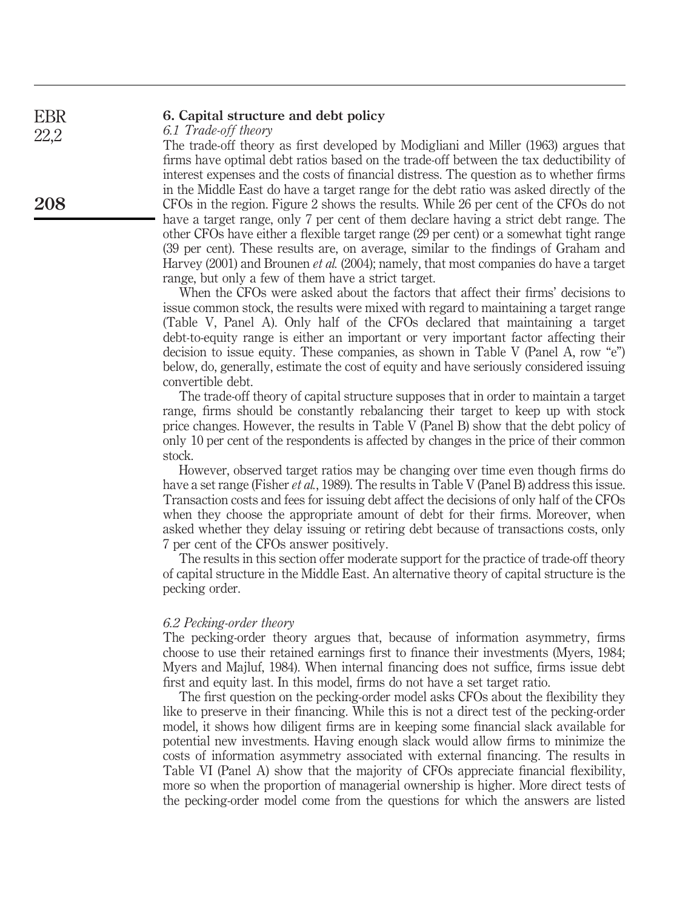## 6. Capital structure and debt policy

### *6.1 Trade-off theory*

The trade-off theory as first developed by Modigliani and Miller (1963) argues that firms have optimal debt ratios based on the trade-off between the tax deductibility of interest expenses and the costs of financial distress. The question as to whether firms in the Middle East do have a target range for the debt ratio was asked directly of the CFOs in the region. Figure 2 shows the results. While 26 per cent of the CFOs do not have a target range, only 7 per cent of them declare having a strict debt range. The other CFOs have either a flexible target range (29 per cent) or a somewhat tight range (39 per cent). These results are, on average, similar to the findings of Graham and Harvey (2001) and Brounen *et al.* (2004); namely, that most companies do have a target range, but only a few of them have a strict target.

When the CFOs were asked about the factors that affect their firms' decisions to issue common stock, the results were mixed with regard to maintaining a target range (Table V, Panel A). Only half of the CFOs declared that maintaining a target debt-to-equity range is either an important or very important factor affecting their decision to issue equity. These companies, as shown in Table V (Panel A, row "e") below, do, generally, estimate the cost of equity and have seriously considered issuing convertible debt.

The trade-off theory of capital structure supposes that in order to maintain a target range, firms should be constantly rebalancing their target to keep up with stock price changes. However, the results in Table V (Panel B) show that the debt policy of only 10 per cent of the respondents is affected by changes in the price of their common stock.

However, observed target ratios may be changing over time even though firms do have a set range (Fisher *et al.*, 1989). The results in Table V (Panel B) address this issue. Transaction costs and fees for issuing debt affect the decisions of only half of the CFOs when they choose the appropriate amount of debt for their firms. Moreover, when asked whether they delay issuing or retiring debt because of transactions costs, only 7 per cent of the CFOs answer positively.

The results in this section offer moderate support for the practice of trade-off theory of capital structure in the Middle East. An alternative theory of capital structure is the pecking order.

### *6.2 Pecking-order theory*

The pecking-order theory argues that, because of information asymmetry, firms choose to use their retained earnings first to finance their investments (Myers, 1984; Myers and Majluf, 1984). When internal financing does not suffice, firms issue debt first and equity last. In this model, firms do not have a set target ratio.

The first question on the pecking-order model asks CFOs about the flexibility they like to preserve in their financing. While this is not a direct test of the pecking-order model, it shows how diligent firms are in keeping some financial slack available for potential new investments. Having enough slack would allow firms to minimize the costs of information asymmetry associated with external financing. The results in Table VI (Panel A) show that the majority of CFOs appreciate financial flexibility, more so when the proportion of managerial ownership is higher. More direct tests of the pecking-order model come from the questions for which the answers are listed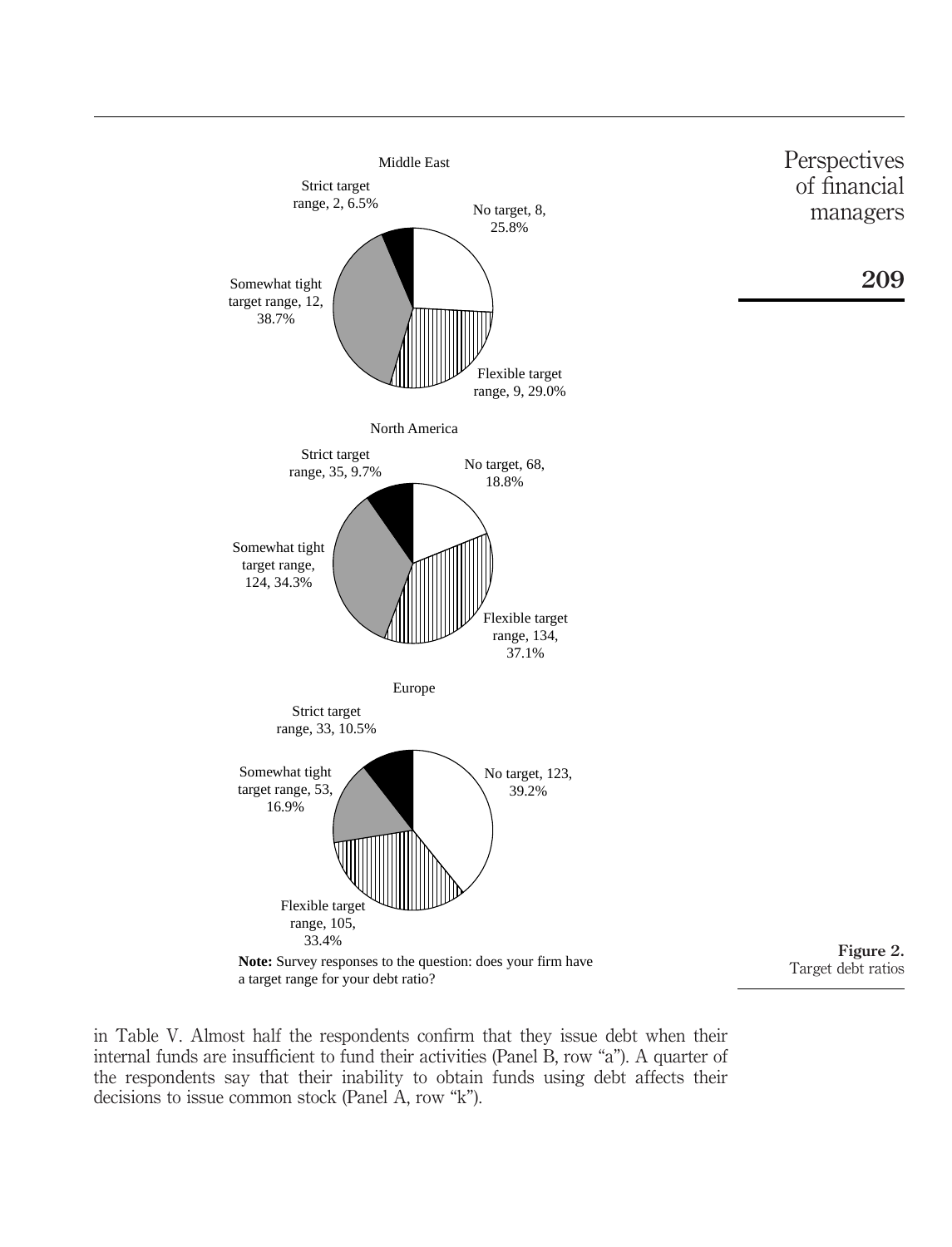Middle East

Strict target range, 2, 6.5%

No target, 8, 25.8%

Somewhat tight target range, 12, 38.7%

Flexible target range, 9, 29.0%

North America

Strict target range, 35, 9.7%

No target, 68, 18.8%

Somewhat tight target range, 124, 34.3%

Flexible target range, 134, 37.1%

Europe

Strict target range, 33, 10.5%

Somewhat tight target range, 53, 16.9%

No target, 123, 39.2%

Flexible target range, 105, 33.4%

**Note:** Survey responses to the question: does your firm have a target range for your debt ratio?

**Figure 2.**
Target debt ratios

in Table V. Almost half the respondents confirm that they issue debt when their internal funds are insufficient to fund their activities (Panel B, row "a"). A quarter of the respondents say that their inability to obtain funds using debt affects their decisions to issue common stock (Panel A, row "k").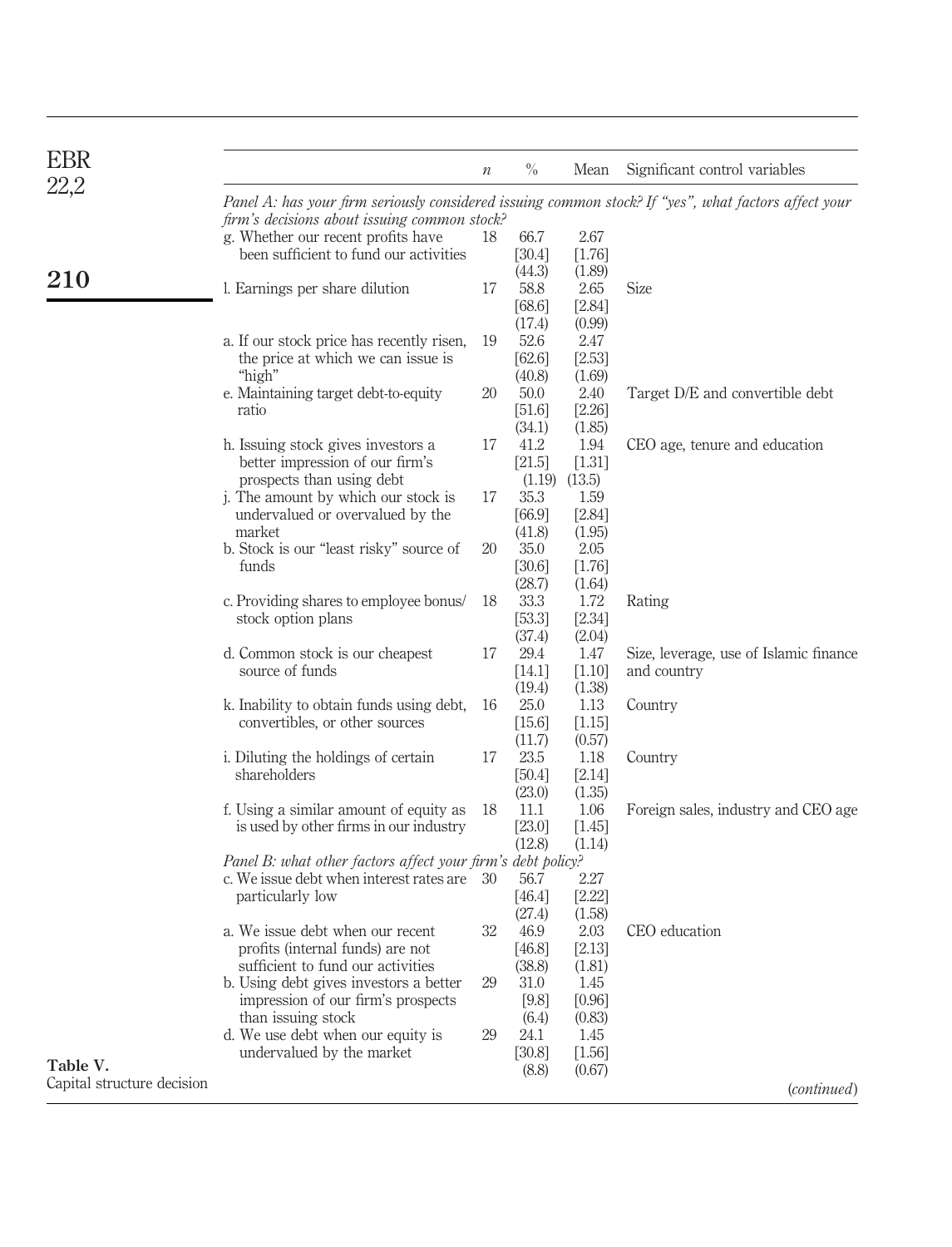**Table V.** Capital structure decision

| | $n$ | % | Mean | Significant control variables |
|---|---|---|---|---|
| *Panel A: has your firm seriously considered issuing common stock? If "yes", what factors affect your firm's decisions about issuing common stock?* | | | | |
| g. Whether our recent profits have been sufficient to fund our activities | 18 | 66.7<br>[30.4]<br>(44.3) | 2.67<br>[1.76]<br>(1.89) | |
| l. Earnings per share dilution | 17 | 58.8<br>[68.6]<br>(17.4) | 2.65<br>[2.84]<br>(0.99) | Size |
| a. If our stock price has recently risen, the price at which we can issue is "high" | 19 | 52.6<br>[62.6]<br>(40.8) | 2.47<br>[2.53]<br>(1.69) | |
| e. Maintaining target debt-to-equity ratio | 20 | 50.0<br>[51.6]<br>(34.1) | 2.40<br>[2.26]<br>(1.85) | Target D/E and convertible debt |
| h. Issuing stock gives investors a better impression of our firm's prospects than using debt | 17 | 41.2<br>[21.5]<br>(1.19) | 1.94<br>[1.31]<br>(13.5) | CEO age, tenure and education |
| j. The amount by which our stock is undervalued or overvalued by the market | 17 | 35.3<br>[66.9]<br>(41.8) | 1.59<br>[2.84]<br>(1.95) | |
| b. Stock is our "least risky" source of funds | 20 | 35.0<br>[30.6]<br>(28.7) | 2.05<br>[1.76]<br>(1.64) | |
| c. Providing shares to employee bonus/stock option plans | 18 | 33.3<br>[53.3]<br>(37.4) | 1.72<br>[2.34]<br>(2.04) | Rating |
| d. Common stock is our cheapest source of funds | 17 | 29.4<br>[14.1]<br>(19.4) | 1.47<br>[1.10]<br>(1.38) | Size, leverage, use of Islamic finance and country |
| k. Inability to obtain funds using debt, convertibles, or other sources | 16 | 25.0<br>[15.6]<br>(11.7) | 1.13<br>[1.15]<br>(0.57) | Country |
| i. Diluting the holdings of certain shareholders | 17 | 23.5<br>[50.4]<br>(23.0) | 1.18<br>[2.14]<br>(1.35) | Country |
| f. Using a similar amount of equity as is used by other firms in our industry | 18 | 11.1<br>[23.0]<br>(12.8) | 1.06<br>[1.45]<br>(1.14) | Foreign sales, industry and CEO age |
| *Panel B: what other factors affect your firm's debt policy?* | | | | |
| c. We issue debt when interest rates are particularly low | 30 | 56.7<br>[46.4]<br>(27.4) | 2.27<br>[2.22]<br>(1.58) | |
| a. We issue debt when our recent profits (internal funds) are not sufficient to fund our activities | 32 | 46.9<br>[46.8]<br>(38.8) | 2.03<br>[2.13]<br>(1.81) | CEO education |
| b. Using debt gives investors a better impression of our firm's prospects than issuing stock | 29 | 31.0<br>[9.8]<br>(6.4) | 1.45<br>[0.96]<br>(0.83) | |
| d. We use debt when our equity is undervalued by the market | 29 | 24.1<br>[30.8]<br>(8.8) | 1.45<br>[1.56]<br>(0.67) | |

(*continued*)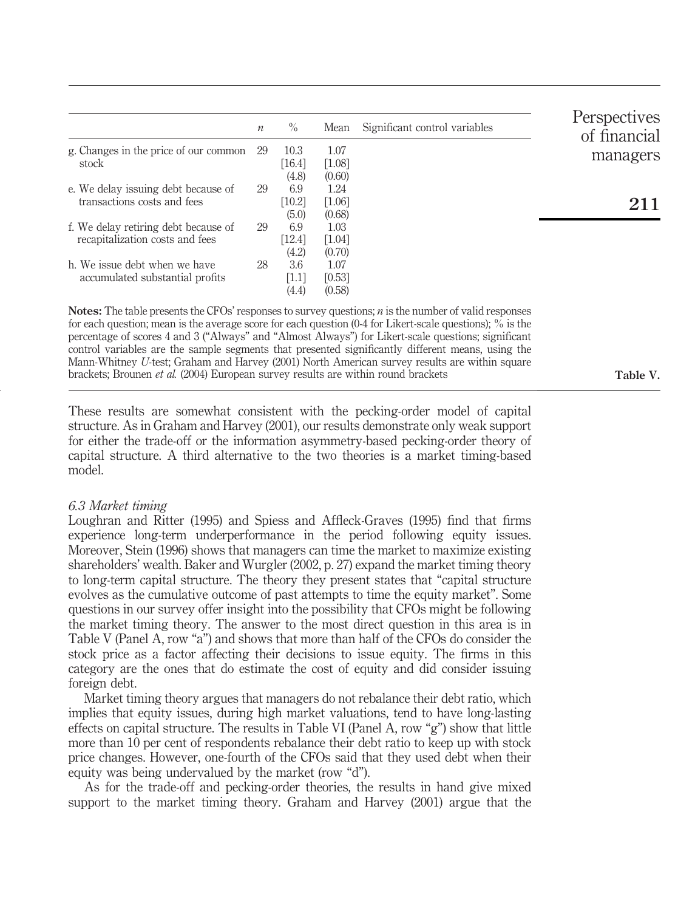| | $n$ | % | Mean | Significant control variables |
|---|---|---|---|---|
| g. Changes in the price of our common stock | 29 | 10.3 [16.4] (4.8) | 1.07 [1.08] (0.60) | |
| e. We delay issuing debt because of transactions costs and fees | 29 | 6.9 [10.2] (5.0) | 1.24 [1.06] (0.68) | |
| f. We delay retiring debt because of recapitalization costs and fees | 29 | 6.9 [12.4] (4.2) | 1.03 [1.04] (0.70) | |
| h. We issue debt when we have accumulated substantial profits | 28 | 3.6 [1.1] (4.4) | 1.07 [0.53] (0.58) | |

**Notes:** The table presents the CFOs' responses to survey questions; $n$ is the number of valid responses for each question; mean is the average score for each question (0-4 for Likert-scale questions); % is the percentage of scores 4 and 3 ("Always" and "Almost Always") for Likert-scale questions; significant control variables are the sample segments that presented significantly different means, using the Mann-Whitney *U*-test; Graham and Harvey (2001) North American survey results are within square brackets; Brounen *et al.* (2004) European survey results are within round brackets

**Table V.**

These results are somewhat consistent with the pecking-order model of capital structure. As in Graham and Harvey (2001), our results demonstrate only weak support for either the trade-off or the information asymmetry-based pecking-order theory of capital structure. A third alternative to the two theories is a market timing-based model.

### *6.3 Market timing*

Loughran and Ritter (1995) and Spiess and Affleck-Graves (1995) find that firms experience long-term underperformance in the period following equity issues. Moreover, Stein (1996) shows that managers can time the market to maximize existing shareholders' wealth. Baker and Wurgler (2002, p. 27) expand the market timing theory to long-term capital structure. The theory they present states that "capital structure evolves as the cumulative outcome of past attempts to time the equity market". Some questions in our survey offer insight into the possibility that CFOs might be following the market timing theory. The answer to the most direct question in this area is in Table V (Panel A, row "a") and shows that more than half of the CFOs do consider the stock price as a factor affecting their decisions to issue equity. The firms in this category are the ones that do estimate the cost of equity and did consider issuing foreign debt.

Market timing theory argues that managers do not rebalance their debt ratio, which implies that equity issues, during high market valuations, tend to have long-lasting effects on capital structure. The results in Table VI (Panel A, row "g") show that little more than 10 per cent of respondents rebalance their debt ratio to keep up with stock price changes. However, one-fourth of the CFOs said that they used debt when their equity was being undervalued by the market (row "d").

As for the trade-off and pecking-order theories, the results in hand give mixed support to the market timing theory. Graham and Harvey (2001) argue that the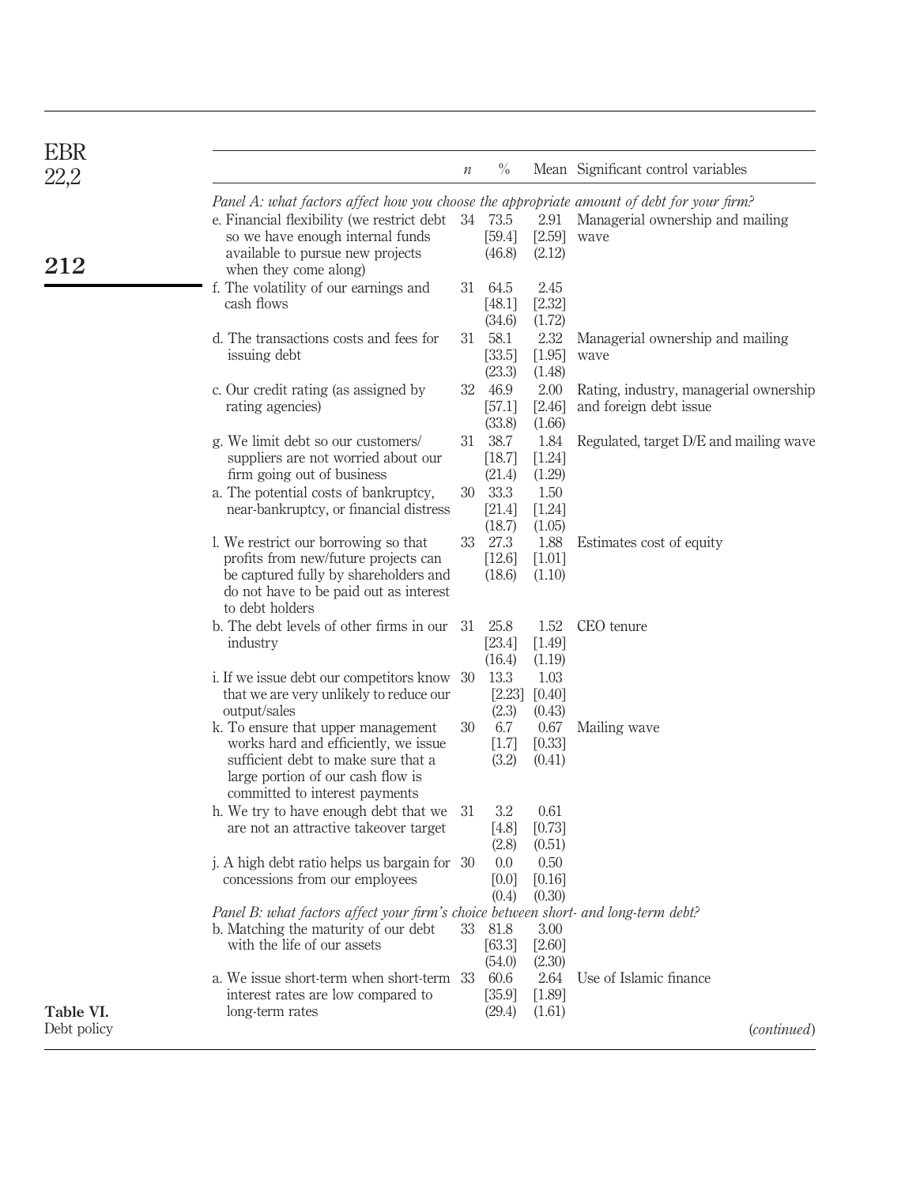| | $n$ | % | Mean | Significant control variables |
|---|---|---|---|---|
| *Panel A: what factors affect how you choose the appropriate amount of debt for your firm?* | | | | |
| e. Financial flexibility (we restrict debt so we have enough internal funds available to pursue new projects when they come along) | 34 | 73.5 [59.4] (46.8) | 2.91 [2.59] (2.12) | Managerial ownership and mailing wave |
| f. The volatility of our earnings and cash flows | 31 | 64.5 [48.1] (34.6) | 2.45 [2.32] (1.72) | |
| d. The transactions costs and fees for issuing debt | 31 | 58.1 [33.5] (23.3) | 2.32 [1.95] (1.48) | Managerial ownership and mailing wave |
| c. Our credit rating (as assigned by rating agencies) | 32 | 46.9 [57.1] (33.8) | 2.00 [2.46] (1.66) | Rating, industry, managerial ownership and foreign debt issue |
| g. We limit debt so our customers/ suppliers are not worried about our firm going out of business | 31 | 38.7 [18.7] (21.4) | 1.84 [1.24] (1.29) | Regulated, target D/E and mailing wave |
| a. The potential costs of bankruptcy, near-bankruptcy, or financial distress | 30 | 33.3 [21.4] (18.7) | 1.50 [1.24] (1.05) | |
| l. We restrict our borrowing so that profits from new/future projects can be captured fully by shareholders and do not have to be paid out as interest to debt holders | 33 | 27.3 [12.6] (18.6) | 1.88 [1.01] (1.10) | Estimates cost of equity |
| b. The debt levels of other firms in our industry | 31 | 25.8 [23.4] (16.4) | 1.52 [1.49] (1.19) | CEO tenure |
| i. If we issue debt our competitors know that we are very unlikely to reduce our output/sales | 30 | 13.3 [2.23] (2.3) | 1.03 [0.40] (0.43) | |
| k. To ensure that upper management works hard and efficiently, we issue sufficient debt to make sure that a large portion of our cash flow is committed to interest payments | 30 | 6.7 [1.7] (3.2) | 0.67 [0.33] (0.41) | Mailing wave |
| h. We try to have enough debt that we are not an attractive takeover target | 31 | 3.2 [4.8] (2.8) | 0.61 [0.73] (0.51) | |
| j. A high debt ratio helps us bargain for concessions from our employees | 30 | 0.0 [0.0] (0.4) | 0.50 [0.16] (0.30) | |
| *Panel B: what factors affect your firm's choice between short- and long-term debt?* | | | | |
| b. Matching the maturity of our debt with the life of our assets | 33 | 81.8 [63.3] (54.0) | 3.00 [2.60] (2.30) | |
| a. We issue short-term when short-term interest rates are low compared to long-term rates | 33 | 60.6 [35.9] (29.4) | 2.64 [1.89] (1.61) | Use of Islamic finance |

**Table VI.** Debt policy

(*continued*)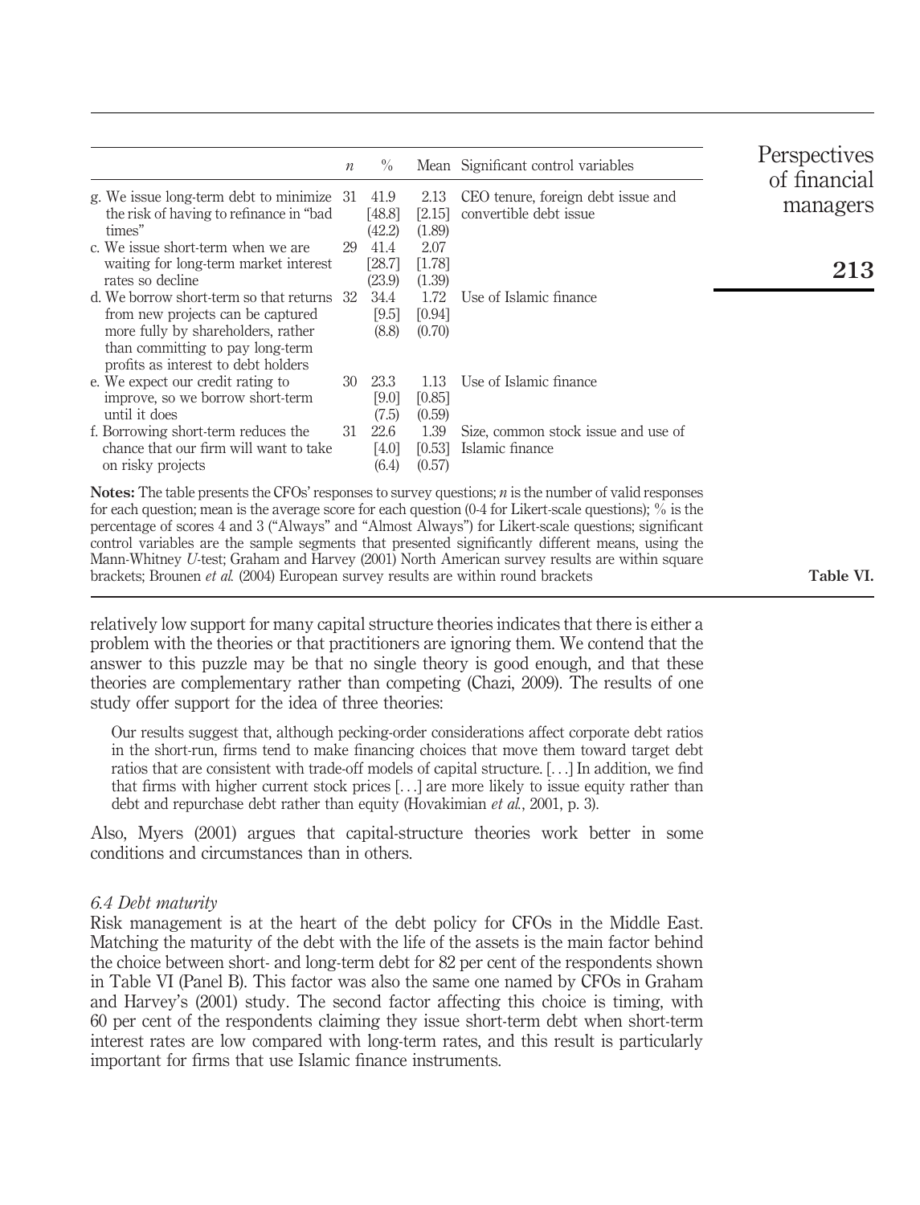| | $n$ | % | Mean | Significant control variables |
|---|---|---|---|---|
| g. We issue long-term debt to minimize the risk of having to refinance in "bad times" | 31 | 41.9 [48.8] (42.2) | 2.13 [2.15] (1.89) | CEO tenure, foreign debt issue and convertible debt issue |
| c. We issue short-term when we are waiting for long-term market interest rates so decline | 29 | 41.4 [28.7] (23.9) | 2.07 [1.78] (1.39) | |
| d. We borrow short-term so that returns from new projects can be captured more fully by shareholders, rather than committing to pay long-term profits as interest to debt holders | 32 | 34.4 [9.5] (8.8) | 1.72 [0.94] (0.70) | Use of Islamic finance |
| e. We expect our credit rating to improve, so we borrow short-term until it does | 30 | 23.3 [9.0] (7.5) | 1.13 [0.85] (0.59) | Use of Islamic finance |
| f. Borrowing short-term reduces the chance that our firm will want to take on risky projects | 31 | 22.6 [4.0] (6.4) | 1.39 [0.53] (0.57) | Size, common stock issue and use of Islamic finance |

**Notes:** The table presents the CFOs' responses to survey questions; $n$ is the number of valid responses for each question; mean is the average score for each question (0-4 for Likert-scale questions); % is the percentage of scores 4 and 3 ("Always" and "Almost Always") for Likert-scale questions; significant control variables are the sample segments that presented significantly different means, using the Mann-Whitney $U$-test; Graham and Harvey (2001) North American survey results are within square brackets; Brounen *et al.* (2004) European survey results are within round brackets

**Table VI.**

relatively low support for many capital structure theories indicates that there is either a problem with the theories or that practitioners are ignoring them. We contend that the answer to this puzzle may be that no single theory is good enough, and that these theories are complementary rather than competing (Chazi, 2009). The results of one study offer support for the idea of three theories:

> Our results suggest that, although pecking-order considerations affect corporate debt ratios in the short-run, firms tend to make financing choices that move them toward target debt ratios that are consistent with trade-off models of capital structure. [...] In addition, we find that firms with higher current stock prices [...] are more likely to issue equity rather than debt and repurchase debt rather than equity (Hovakimian *et al.*, 2001, p. 3).

Also, Myers (2001) argues that capital-structure theories work better in some conditions and circumstances than in others.

### *6.4 Debt maturity*

Risk management is at the heart of the debt policy for CFOs in the Middle East. Matching the maturity of the debt with the life of the assets is the main factor behind the choice between short- and long-term debt for 82 per cent of the respondents shown in Table VI (Panel B). This factor was also the same one named by CFOs in Graham and Harvey's (2001) study. The second factor affecting this choice is timing, with 60 per cent of the respondents claiming they issue short-term debt when short-term interest rates are low compared with long-term rates, and this result is particularly important for firms that use Islamic finance instruments.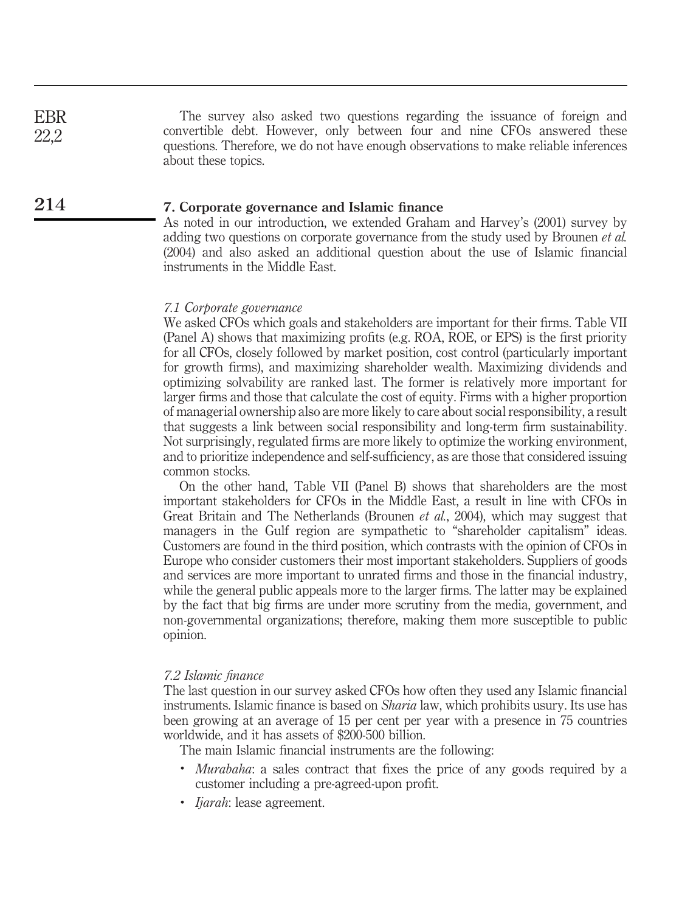The survey also asked two questions regarding the issuance of foreign and convertible debt. However, only between four and nine CFOs answered these questions. Therefore, we do not have enough observations to make reliable inferences about these topics.

## 7. Corporate governance and Islamic finance

As noted in our introduction, we extended Graham and Harvey's (2001) survey by adding two questions on corporate governance from the study used by Brounen *et al.* (2004) and also asked an additional question about the use of Islamic financial instruments in the Middle East.

### *7.1 Corporate governance*

We asked CFOs which goals and stakeholders are important for their firms. Table VII (Panel A) shows that maximizing profits (e.g. ROA, ROE, or EPS) is the first priority for all CFOs, closely followed by market position, cost control (particularly important for growth firms), and maximizing shareholder wealth. Maximizing dividends and optimizing solvability are ranked last. The former is relatively more important for larger firms and those that calculate the cost of equity. Firms with a higher proportion of managerial ownership also are more likely to care about social responsibility, a result that suggests a link between social responsibility and long-term firm sustainability. Not surprisingly, regulated firms are more likely to optimize the working environment, and to prioritize independence and self-sufficiency, as are those that considered issuing common stocks.

On the other hand, Table VII (Panel B) shows that shareholders are the most important stakeholders for CFOs in the Middle East, a result in line with CFOs in Great Britain and The Netherlands (Brounen *et al.*, 2004), which may suggest that managers in the Gulf region are sympathetic to "shareholder capitalism" ideas. Customers are found in the third position, which contrasts with the opinion of CFOs in Europe who consider customers their most important stakeholders. Suppliers of goods and services are more important to unrated firms and those in the financial industry, while the general public appeals more to the larger firms. The latter may be explained by the fact that big firms are under more scrutiny from the media, government, and non-governmental organizations; therefore, making them more susceptible to public opinion.

### *7.2 Islamic finance*

The last question in our survey asked CFOs how often they used any Islamic financial instruments. Islamic finance is based on *Sharia* law, which prohibits usury. Its use has been growing at an average of 15 per cent per year with a presence in 75 countries worldwide, and it has assets of $200-500 billion.

The main Islamic financial instruments are the following:

- *Murabaha*: a sales contract that fixes the price of any goods required by a customer including a pre-agreed-upon profit.
- *Ijarah*: lease agreement.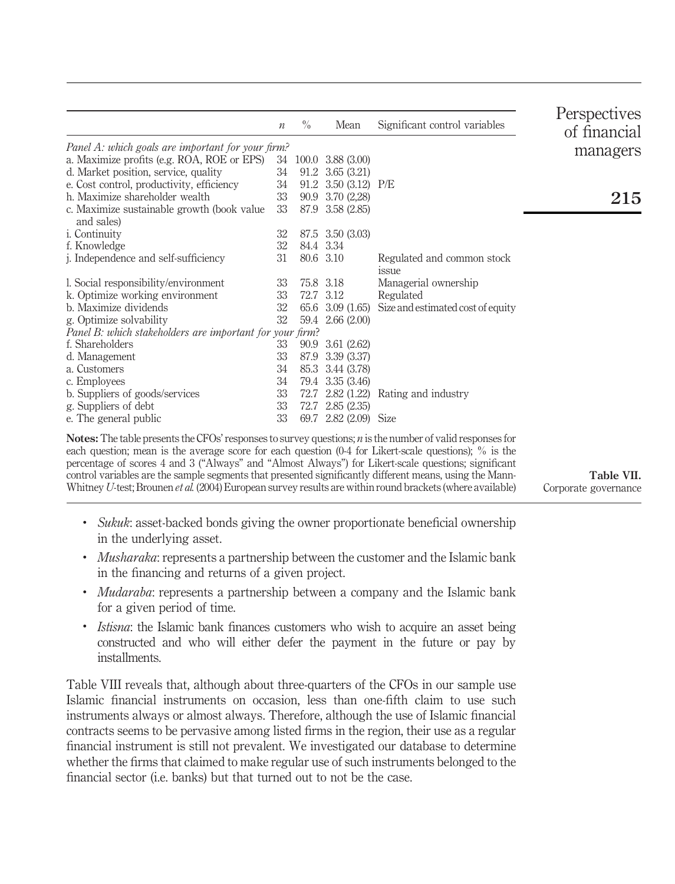Table VII. Corporate governance

| | *n* | % | Mean | Significant control variables |
|---|---|---|---|---|
| *Panel A: which goals are important for your firm?* | | | | |
| a. Maximize profits (e.g. ROA, ROE or EPS) | 34 | 100.0 | 3.88 (3.00) | |
| d. Market position, service, quality | 34 | 91.2 | 3.65 (3.21) | |
| e. Cost control, productivity, efficiency | 34 | 91.2 | 3.50 (3.12) | P/E |
| h. Maximize shareholder wealth | 33 | 90.9 | 3.70 (2,28) | |
| c. Maximize sustainable growth (book value and sales) | 33 | 87.9 | 3.58 (2.85) | |
| i. Continuity | 32 | 87.5 | 3.50 (3.03) | |
| f. Knowledge | 32 | 84.4 | 3.34 | |
| j. Independence and self-sufficiency | 31 | 80.6 | 3.10 | Regulated and common stock issue |
| l. Social responsibility/environment | 33 | 75.8 | 3.18 | Managerial ownership |
| k. Optimize working environment | 33 | 72.7 | 3.12 | Regulated |
| b. Maximize dividends | 32 | 65.6 | 3.09 (1.65) | Size and estimated cost of equity |
| g. Optimize solvability | 32 | 59.4 | 2.66 (2.00) | |
| *Panel B: which stakeholders are important for your firm?* | | | | |
| f. Shareholders | 33 | 90.9 | 3.61 (2.62) | |
| d. Management | 33 | 87.9 | 3.39 (3.37) | |
| a. Customers | 34 | 85.3 | 3.44 (3.78) | |
| c. Employees | 34 | 79.4 | 3.35 (3.46) | |
| b. Suppliers of goods/services | 33 | 72.7 | 2.82 (1.22) | Rating and industry |
| g. Suppliers of debt | 33 | 72.7 | 2.85 (2.35) | |
| e. The general public | 33 | 69.7 | 2.82 (2.09) | Size |

**Notes:** The table presents the CFOs' responses to survey questions; *n* is the number of valid responses for each question; mean is the average score for each question (0-4 for Likert-scale questions); % is the percentage of scores 4 and 3 ("Always" and "Almost Always") for Likert-scale questions; significant control variables are the sample segments that presented significantly different means, using the Mann-Whitney *U*-test; Brounen *et al.* (2004) European survey results are within round brackets (where available)

- *Sukuk*: asset-backed bonds giving the owner proportionate beneficial ownership in the underlying asset.
- *Musharaka*: represents a partnership between the customer and the Islamic bank in the financing and returns of a given project.
- *Mudaraba*: represents a partnership between a company and the Islamic bank for a given period of time.
- *Istisna*: the Islamic bank finances customers who wish to acquire an asset being constructed and who will either defer the payment in the future or pay by installments.

Table VIII reveals that, although about three-quarters of the CFOs in our sample use Islamic financial instruments on occasion, less than one-fifth claim to use such instruments always or almost always. Therefore, although the use of Islamic financial contracts seems to be pervasive among listed firms in the region, their use as a regular financial instrument is still not prevalent. We investigated our database to determine whether the firms that claimed to make regular use of such instruments belonged to the financial sector (i.e. banks) but that turned out to not be the case.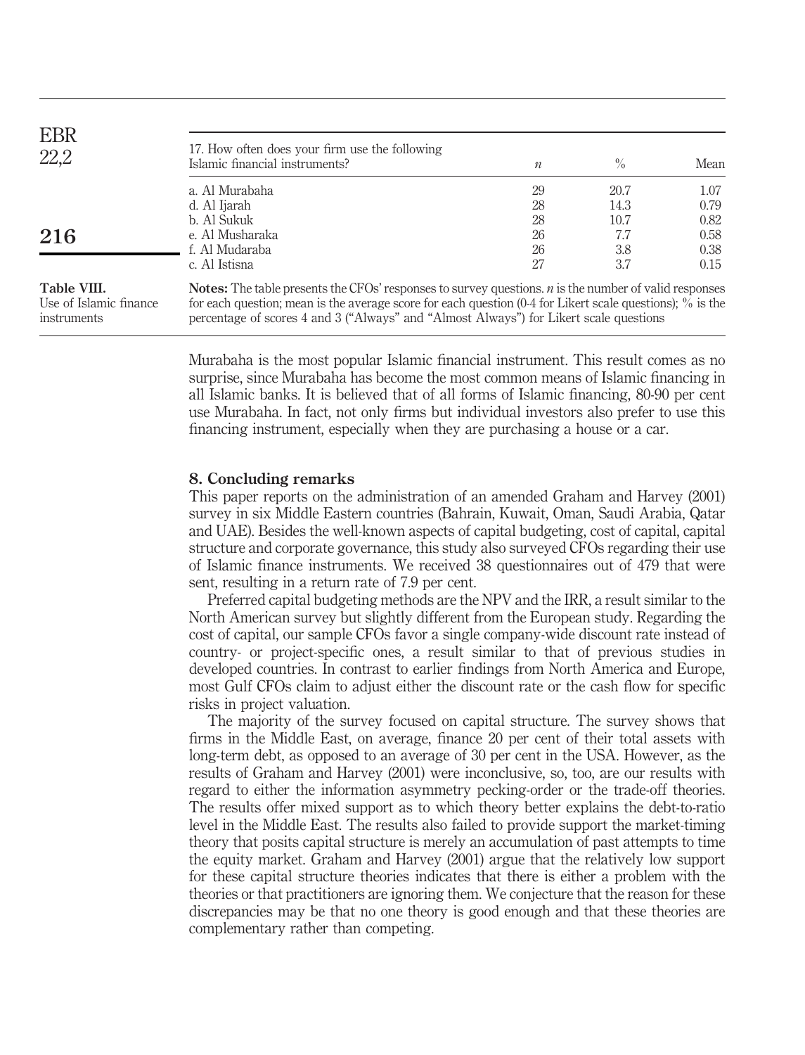| 17. How often does your firm use the following Islamic financial instruments? | $n$ | % | Mean |
|---|---|---|---|
| a. Al Murabaha | 29 | 20.7 | 1.07 |
| d. Al Ijarah | 28 | 14.3 | 0.79 |
| b. Al Sukuk | 28 | 10.7 | 0.82 |
| e. Al Musharaka | 26 | 7.7 | 0.58 |
| f. Al Mudaraba | 26 | 3.8 | 0.38 |
| c. Al Istisna | 27 | 3.7 | 0.15 |

**Notes:** The table presents the CFOs' responses to survey questions. $n$ is the number of valid responses for each question; mean is the average score for each question (0-4 for Likert scale questions); % is the percentage of scores 4 and 3 ("Always" and "Almost Always") for Likert scale questions

**Table VIII.** Use of Islamic finance instruments

Murabaha is the most popular Islamic financial instrument. This result comes as no surprise, since Murabaha has become the most common means of Islamic financing in all Islamic banks. It is believed that of all forms of Islamic financing, 80-90 per cent use Murabaha. In fact, not only firms but individual investors also prefer to use this financing instrument, especially when they are purchasing a house or a car.

## 8. Concluding remarks

This paper reports on the administration of an amended Graham and Harvey (2001) survey in six Middle Eastern countries (Bahrain, Kuwait, Oman, Saudi Arabia, Qatar and UAE). Besides the well-known aspects of capital budgeting, cost of capital, capital structure and corporate governance, this study also surveyed CFOs regarding their use of Islamic finance instruments. We received 38 questionnaires out of 479 that were sent, resulting in a return rate of 7.9 per cent.

Preferred capital budgeting methods are the NPV and the IRR, a result similar to the North American survey but slightly different from the European study. Regarding the cost of capital, our sample CFOs favor a single company-wide discount rate instead of country- or project-specific ones, a result similar to that of previous studies in developed countries. In contrast to earlier findings from North America and Europe, most Gulf CFOs claim to adjust either the discount rate or the cash flow for specific risks in project valuation.

The majority of the survey focused on capital structure. The survey shows that firms in the Middle East, on average, finance 20 per cent of their total assets with long-term debt, as opposed to an average of 30 per cent in the USA. However, as the results of Graham and Harvey (2001) were inconclusive, so, too, are our results with regard to either the information asymmetry pecking-order or the trade-off theories. The results offer mixed support as to which theory better explains the debt-to-ratio level in the Middle East. The results also failed to provide support the market-timing theory that posits capital structure is merely an accumulation of past attempts to time the equity market. Graham and Harvey (2001) argue that the relatively low support for these capital structure theories indicates that there is either a problem with the theories or that practitioners are ignoring them. We conjecture that the reason for these discrepancies may be that no one theory is good enough and that these theories are complementary rather than competing.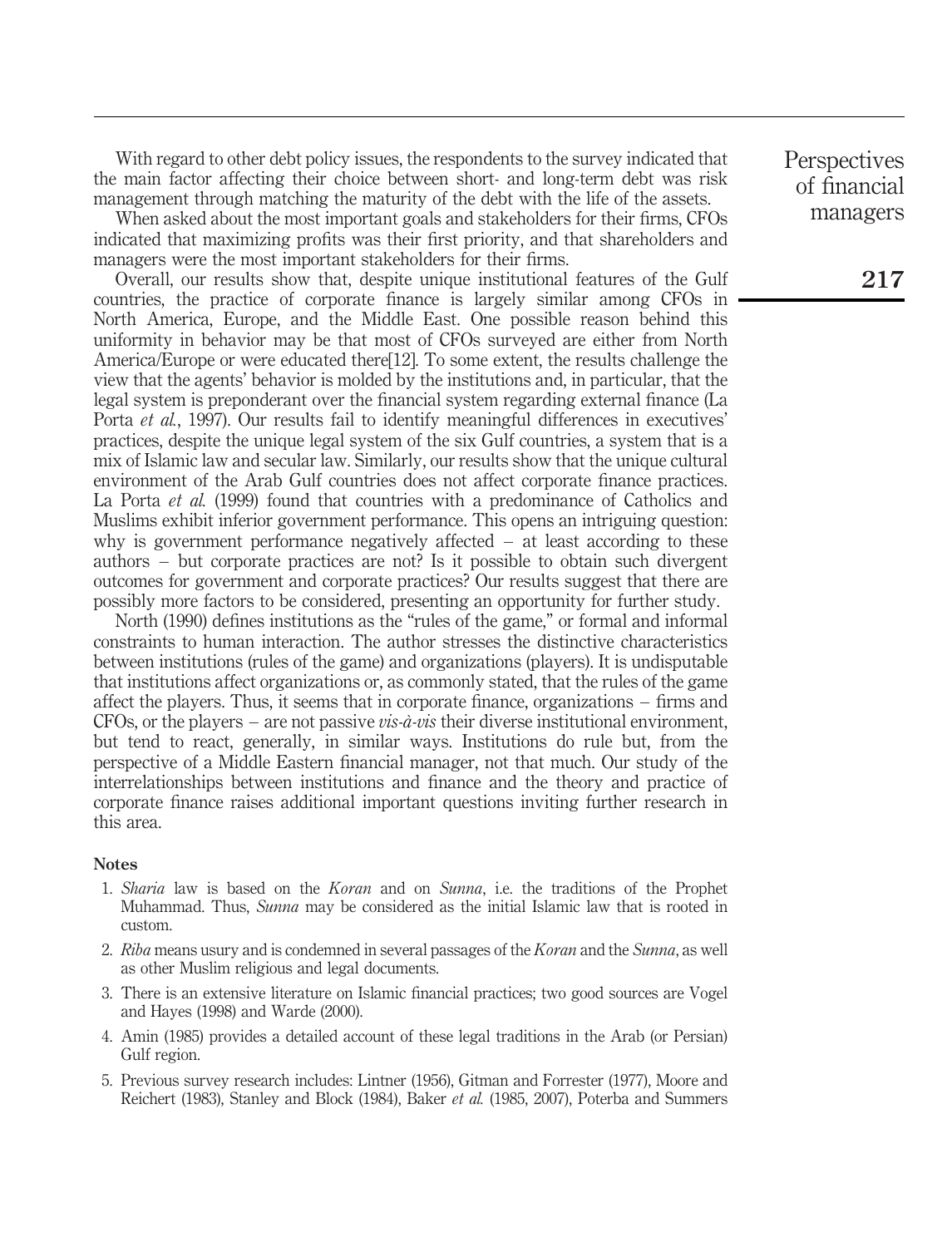With regard to other debt policy issues, the respondents to the survey indicated that the main factor affecting their choice between short- and long-term debt was risk management through matching the maturity of the debt with the life of the assets.

When asked about the most important goals and stakeholders for their firms, CFOs indicated that maximizing profits was their first priority, and that shareholders and managers were the most important stakeholders for their firms.

Overall, our results show that, despite unique institutional features of the Gulf countries, the practice of corporate finance is largely similar among CFOs in North America, Europe, and the Middle East. One possible reason behind this uniformity in behavior may be that most of CFOs surveyed are either from North America/Europe or were educated there[12]. To some extent, the results challenge the view that the agents' behavior is molded by the institutions and, in particular, that the legal system is preponderant over the financial system regarding external finance (La Porta *et al.*, 1997). Our results fail to identify meaningful differences in executives' practices, despite the unique legal system of the six Gulf countries, a system that is a mix of Islamic law and secular law. Similarly, our results show that the unique cultural environment of the Arab Gulf countries does not affect corporate finance practices. La Porta *et al.* (1999) found that countries with a predominance of Catholics and Muslims exhibit inferior government performance. This opens an intriguing question: why is government performance negatively affected – at least according to these authors – but corporate practices are not? Is it possible to obtain such divergent outcomes for government and corporate practices? Our results suggest that there are possibly more factors to be considered, presenting an opportunity for further study.

North (1990) defines institutions as the "rules of the game," or formal and informal constraints to human interaction. The author stresses the distinctive characteristics between institutions (rules of the game) and organizations (players). It is undisputable that institutions affect organizations or, as commonly stated, that the rules of the game affect the players. Thus, it seems that in corporate finance, organizations – firms and CFOs, or the players – are not passive *vis-à-vis* their diverse institutional environment, but tend to react, generally, in similar ways. Institutions do rule but, from the perspective of a Middle Eastern financial manager, not that much. Our study of the interrelationships between institutions and finance and the theory and practice of corporate finance raises additional important questions inviting further research in this area.

### Notes

1. *Sharia* law is based on the *Koran* and on *Sunna*, i.e. the traditions of the Prophet Muhammad. Thus, *Sunna* may be considered as the initial Islamic law that is rooted in custom.
2. *Riba* means usury and is condemned in several passages of the *Koran* and the *Sunna*, as well as other Muslim religious and legal documents.
3. There is an extensive literature on Islamic financial practices; two good sources are Vogel and Hayes (1998) and Warde (2000).
4. Amin (1985) provides a detailed account of these legal traditions in the Arab (or Persian) Gulf region.
5. Previous survey research includes: Lintner (1956), Gitman and Forrester (1977), Moore and Reichert (1983), Stanley and Block (1984), Baker *et al.* (1985, 2007), Poterba and Summers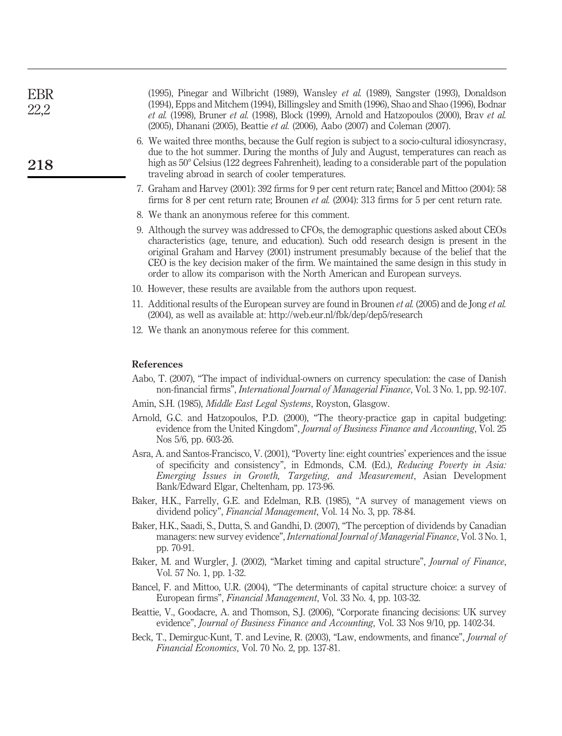(1995), Pinegar and Wilbricht (1989), Wansley *et al.* (1989), Sangster (1993), Donaldson (1994), Epps and Mitchem (1994), Billingsley and Smith (1996), Shao and Shao (1996), Bodnar *et al.* (1998), Bruner *et al.* (1998), Block (1999), Arnold and Hatzopoulos (2000), Brav *et al.* (2005), Dhanani (2005), Beattie *et al.* (2006), Aabo (2007) and Coleman (2007).

6. We waited three months, because the Gulf region is subject to a socio-cultural idiosyncrasy, due to the hot summer. During the months of July and August, temperatures can reach as high as 50° Celsius (122 degrees Fahrenheit), leading to a considerable part of the population traveling abroad in search of cooler temperatures.
7. Graham and Harvey (2001): 392 firms for 9 per cent return rate; Bancel and Mittoo (2004): 58 firms for 8 per cent return rate; Brounen *et al.* (2004): 313 firms for 5 per cent return rate.
8. We thank an anonymous referee for this comment.
9. Although the survey was addressed to CFOs, the demographic questions asked about CEOs characteristics (age, tenure, and education). Such odd research design is present in the original Graham and Harvey (2001) instrument presumably because of the belief that the CEO is the key decision maker of the firm. We maintained the same design in this study in order to allow its comparison with the North American and European surveys.
10. However, these results are available from the authors upon request.
11. Additional results of the European survey are found in Brounen *et al.* (2005) and de Jong *et al.* (2004), as well as available at: http://web.eur.nl/fbk/dep/dep5/research
12. We thank an anonymous referee for this comment.

## References

Aabo, T. (2007), "The impact of individual-owners on currency speculation: the case of Danish non-financial firms", *International Journal of Managerial Finance*, Vol. 3 No. 1, pp. 92-107.

Amin, S.H. (1985), *Middle East Legal Systems*, Royston, Glasgow.

Arnold, G.C. and Hatzopoulos, P.D. (2000), "The theory-practice gap in capital budgeting: evidence from the United Kingdom", *Journal of Business Finance and Accounting*, Vol. 25 Nos 5/6, pp. 603-26.

Asra, A. and Santos-Francisco, V. (2001), "Poverty line: eight countries' experiences and the issue of specificity and consistency", in Edmonds, C.M. (Ed.), *Reducing Poverty in Asia: Emerging Issues in Growth, Targeting, and Measurement*, Asian Development Bank/Edward Elgar, Cheltenham, pp. 173-96.

Baker, H.K., Farrelly, G.E. and Edelman, R.B. (1985), "A survey of management views on dividend policy", *Financial Management*, Vol. 14 No. 3, pp. 78-84.

Baker, H.K., Saadi, S., Dutta, S. and Gandhi, D. (2007), "The perception of dividends by Canadian managers: new survey evidence", *International Journal of Managerial Finance*, Vol. 3 No. 1, pp. 70-91.

Baker, M. and Wurgler, J. (2002), "Market timing and capital structure", *Journal of Finance*, Vol. 57 No. 1, pp. 1-32.

Bancel, F. and Mittoo, U.R. (2004), "The determinants of capital structure choice: a survey of European firms", *Financial Management*, Vol. 33 No. 4, pp. 103-32.

Beattie, V., Goodacre, A. and Thomson, S.J. (2006), "Corporate financing decisions: UK survey evidence", *Journal of Business Finance and Accounting*, Vol. 33 Nos 9/10, pp. 1402-34.

Beck, T., Demirguc-Kunt, T. and Levine, R. (2003), "Law, endowments, and finance", *Journal of Financial Economics*, Vol. 70 No. 2, pp. 137-81.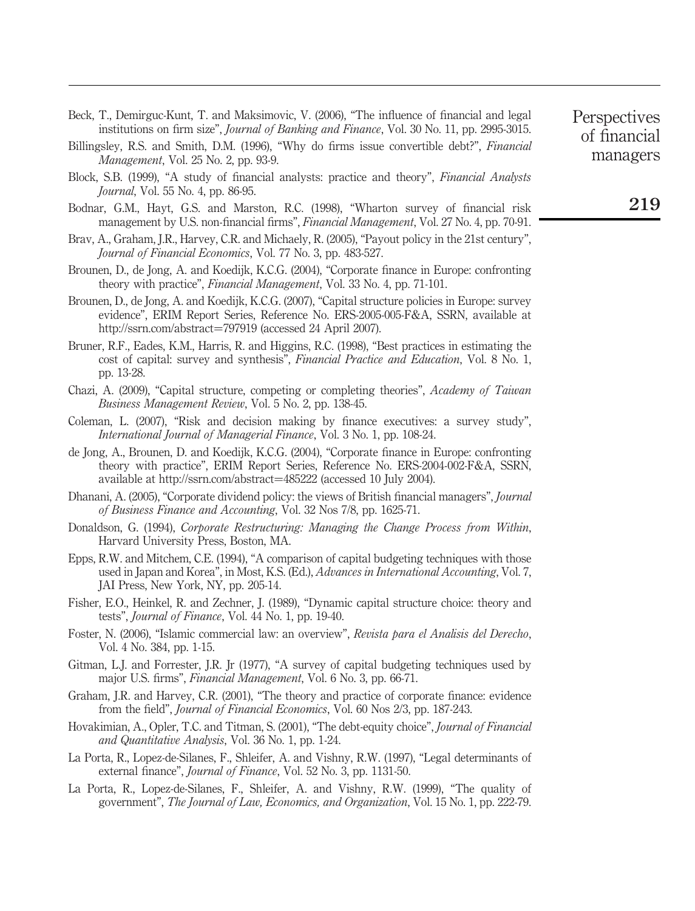Beck, T., Demirguc-Kunt, T. and Maksimovic, V. (2006), "The influence of financial and legal institutions on firm size", *Journal of Banking and Finance*, Vol. 30 No. 11, pp. 2995-3015.

Billingsley, R.S. and Smith, D.M. (1996), "Why do firms issue convertible debt?", *Financial Management*, Vol. 25 No. 2, pp. 93-9.

Block, S.B. (1999), "A study of financial analysts: practice and theory", *Financial Analysts Journal*, Vol. 55 No. 4, pp. 86-95.

Bodnar, G.M., Hayt, G.S. and Marston, R.C. (1998), "Wharton survey of financial risk management by U.S. non-financial firms", *Financial Management*, Vol. 27 No. 4, pp. 70-91.

Brav, A., Graham, J.R., Harvey, C.R. and Michaely, R. (2005), "Payout policy in the 21st century", *Journal of Financial Economics*, Vol. 77 No. 3, pp. 483-527.

Brounen, D., de Jong, A. and Koedijk, K.C.G. (2004), "Corporate finance in Europe: confronting theory with practice", *Financial Management*, Vol. 33 No. 4, pp. 71-101.

Brounen, D., de Jong, A. and Koedijk, K.C.G. (2007), "Capital structure policies in Europe: survey evidence", ERIM Report Series, Reference No. ERS-2005-005-F&A, SSRN, available at http://ssrn.com/abstract=797919 (accessed 24 April 2007).

Bruner, R.F., Eades, K.M., Harris, R. and Higgins, R.C. (1998), "Best practices in estimating the cost of capital: survey and synthesis", *Financial Practice and Education*, Vol. 8 No. 1, pp. 13-28.

Chazi, A. (2009), "Capital structure, competing or completing theories", *Academy of Taiwan Business Management Review*, Vol. 5 No. 2, pp. 138-45.

Coleman, L. (2007), "Risk and decision making by finance executives: a survey study", *International Journal of Managerial Finance*, Vol. 3 No. 1, pp. 108-24.

de Jong, A., Brounen, D. and Koedijk, K.C.G. (2004), "Corporate finance in Europe: confronting theory with practice", ERIM Report Series, Reference No. ERS-2004-002-F&A, SSRN, available at http://ssrn.com/abstract=485222 (accessed 10 July 2004).

Dhanani, A. (2005), "Corporate dividend policy: the views of British financial managers", *Journal of Business Finance and Accounting*, Vol. 32 Nos 7/8, pp. 1625-71.

Donaldson, G. (1994), *Corporate Restructuring: Managing the Change Process from Within*, Harvard University Press, Boston, MA.

Epps, R.W. and Mitchem, C.E. (1994), "A comparison of capital budgeting techniques with those used in Japan and Korea", in Most, K.S. (Ed.), *Advances in International Accounting*, Vol. 7, JAI Press, New York, NY, pp. 205-14.

Fisher, E.O., Heinkel, R. and Zechner, J. (1989), "Dynamic capital structure choice: theory and tests", *Journal of Finance*, Vol. 44 No. 1, pp. 19-40.

Foster, N. (2006), "Islamic commercial law: an overview", *Revista para el Analisis del Derecho*, Vol. 4 No. 384, pp. 1-15.

Gitman, L.J. and Forrester, J.R. Jr (1977), "A survey of capital budgeting techniques used by major U.S. firms", *Financial Management*, Vol. 6 No. 3, pp. 66-71.

Graham, J.R. and Harvey, C.R. (2001), "The theory and practice of corporate finance: evidence from the field", *Journal of Financial Economics*, Vol. 60 Nos 2/3, pp. 187-243.

Hovakimian, A., Opler, T.C. and Titman, S. (2001), "The debt-equity choice", *Journal of Financial and Quantitative Analysis*, Vol. 36 No. 1, pp. 1-24.

La Porta, R., Lopez-de-Silanes, F., Shleifer, A. and Vishny, R.W. (1997), "Legal determinants of external finance", *Journal of Finance*, Vol. 52 No. 3, pp. 1131-50.

La Porta, R., Lopez-de-Silanes, F., Shleifer, A. and Vishny, R.W. (1999), "The quality of government", *The Journal of Law, Economics, and Organization*, Vol. 15 No. 1, pp. 222-79.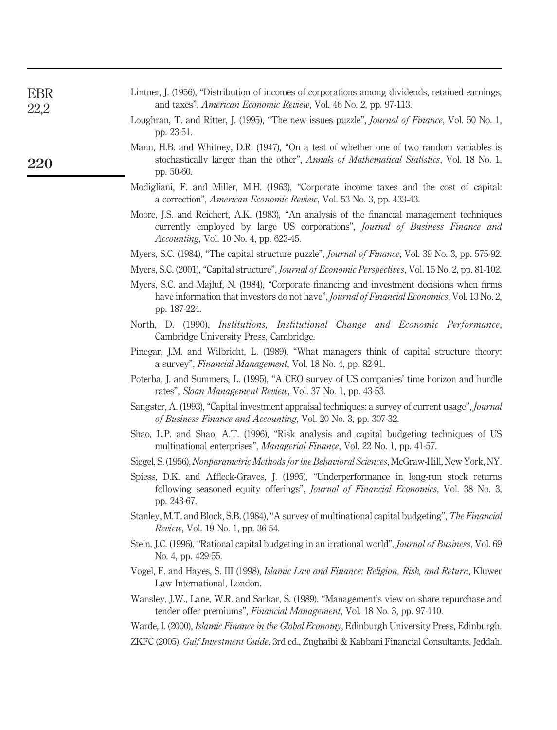Lintner, J. (1956), "Distribution of incomes of corporations among dividends, retained earnings, and taxes", *American Economic Review*, Vol. 46 No. 2, pp. 97-113.

Loughran, T. and Ritter, J. (1995), "The new issues puzzle", *Journal of Finance*, Vol. 50 No. 1, pp. 23-51.

Mann, H.B. and Whitney, D.R. (1947), "On a test of whether one of two random variables is stochastically larger than the other", *Annals of Mathematical Statistics*, Vol. 18 No. 1, pp. 50-60.

Modigliani, F. and Miller, M.H. (1963), "Corporate income taxes and the cost of capital: a correction", *American Economic Review*, Vol. 53 No. 3, pp. 433-43.

Moore, J.S. and Reichert, A.K. (1983), "An analysis of the financial management techniques currently employed by large US corporations", *Journal of Business Finance and Accounting*, Vol. 10 No. 4, pp. 623-45.

Myers, S.C. (1984), "The capital structure puzzle", *Journal of Finance*, Vol. 39 No. 3, pp. 575-92.

Myers, S.C. (2001), "Capital structure", *Journal of Economic Perspectives*, Vol. 15 No. 2, pp. 81-102.

Myers, S.C. and Majluf, N. (1984), "Corporate financing and investment decisions when firms have information that investors do not have", *Journal of Financial Economics*, Vol. 13 No. 2, pp. 187-224.

North, D. (1990), *Institutions, Institutional Change and Economic Performance*, Cambridge University Press, Cambridge.

Pinegar, J.M. and Wilbricht, L. (1989), "What managers think of capital structure theory: a survey", *Financial Management*, Vol. 18 No. 4, pp. 82-91.

Poterba, J. and Summers, L. (1995), "A CEO survey of US companies' time horizon and hurdle rates", *Sloan Management Review*, Vol. 37 No. 1, pp. 43-53.

Sangster, A. (1993), "Capital investment appraisal techniques: a survey of current usage", *Journal of Business Finance and Accounting*, Vol. 20 No. 3, pp. 307-32.

Shao, L.P. and Shao, A.T. (1996), "Risk analysis and capital budgeting techniques of US multinational enterprises", *Managerial Finance*, Vol. 22 No. 1, pp. 41-57.

Siegel, S. (1956), *Nonparametric Methods for the Behavioral Sciences*, McGraw-Hill, New York, NY.

Spiess, D.K. and Affleck-Graves, J. (1995), "Underperformance in long-run stock returns following seasoned equity offerings", *Journal of Financial Economics*, Vol. 38 No. 3, pp. 243-67.

Stanley, M.T. and Block, S.B. (1984), "A survey of multinational capital budgeting", *The Financial Review*, Vol. 19 No. 1, pp. 36-54.

Stein, J.C. (1996), "Rational capital budgeting in an irrational world", *Journal of Business*, Vol. 69 No. 4, pp. 429-55.

Vogel, F. and Hayes, S. III (1998), *Islamic Law and Finance: Religion, Risk, and Return*, Kluwer Law International, London.

Wansley, J.W., Lane, W.R. and Sarkar, S. (1989), "Management's view on share repurchase and tender offer premiums", *Financial Management*, Vol. 18 No. 3, pp. 97-110.

Warde, I. (2000), *Islamic Finance in the Global Economy*, Edinburgh University Press, Edinburgh.

ZKFC (2005), *Gulf Investment Guide*, 3rd ed., Zughaibi & Kabbani Financial Consultants, Jeddah.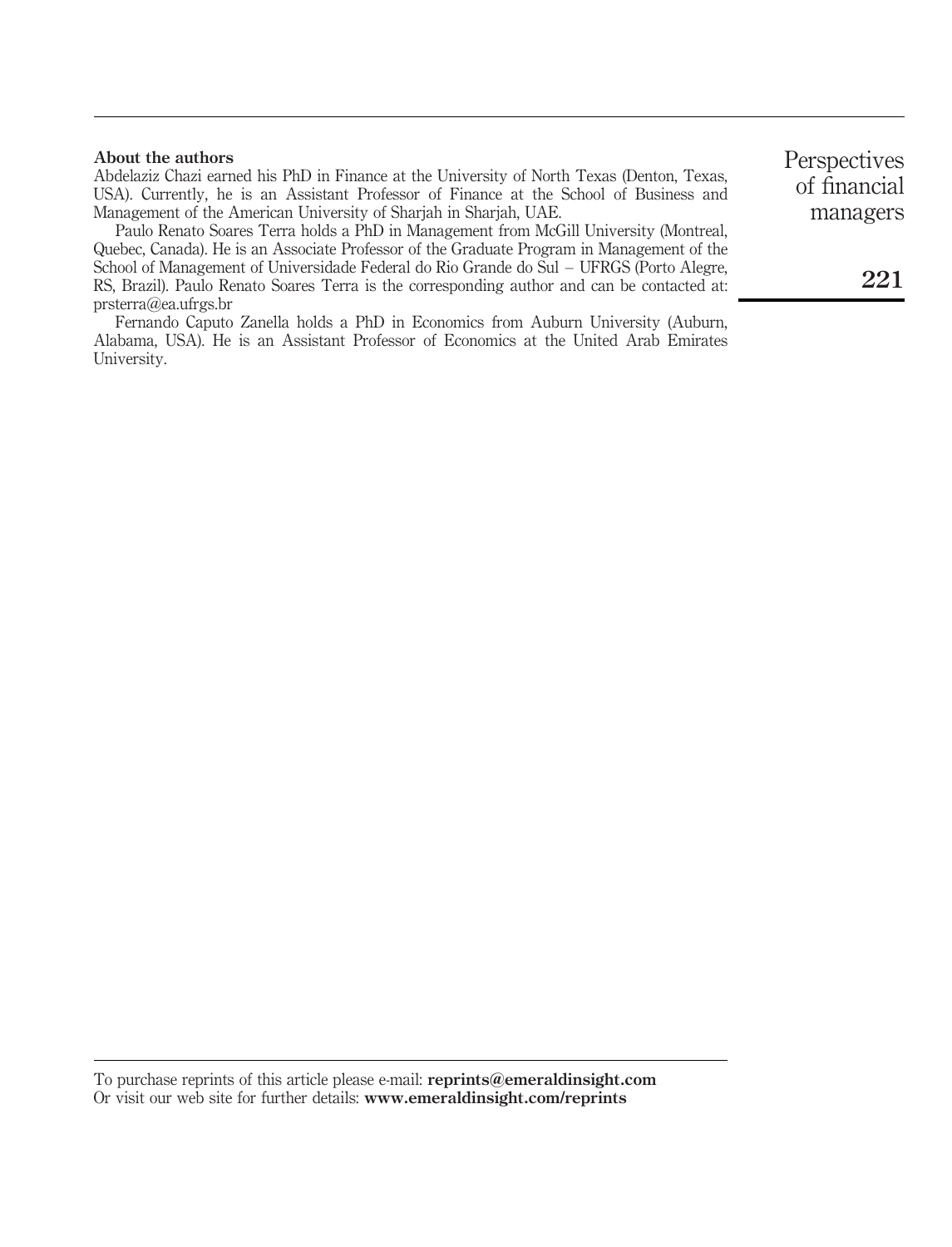## About the authors

Abdelaziz Chazi earned his PhD in Finance at the University of North Texas (Denton, Texas, USA). Currently, he is an Assistant Professor of Finance at the School of Business and Management of the American University of Sharjah in Sharjah, UAE.

Paulo Renato Soares Terra holds a PhD in Management from McGill University (Montreal, Quebec, Canada). He is an Associate Professor of the Graduate Program in Management of the School of Management of Universidade Federal do Rio Grande do Sul – UFRGS (Porto Alegre, RS, Brazil). Paulo Renato Soares Terra is the corresponding author and can be contacted at: prsterra@ea.ufrgs.br

Fernando Caputo Zanella holds a PhD in Economics from Auburn University (Auburn, Alabama, USA). He is an Assistant Professor of Economics at the United Arab Emirates University.

To purchase reprints of this article please e-mail: **reprints@emeraldinsight.com**
Or visit our web site for further details: **www.emeraldinsight.com/reprints**